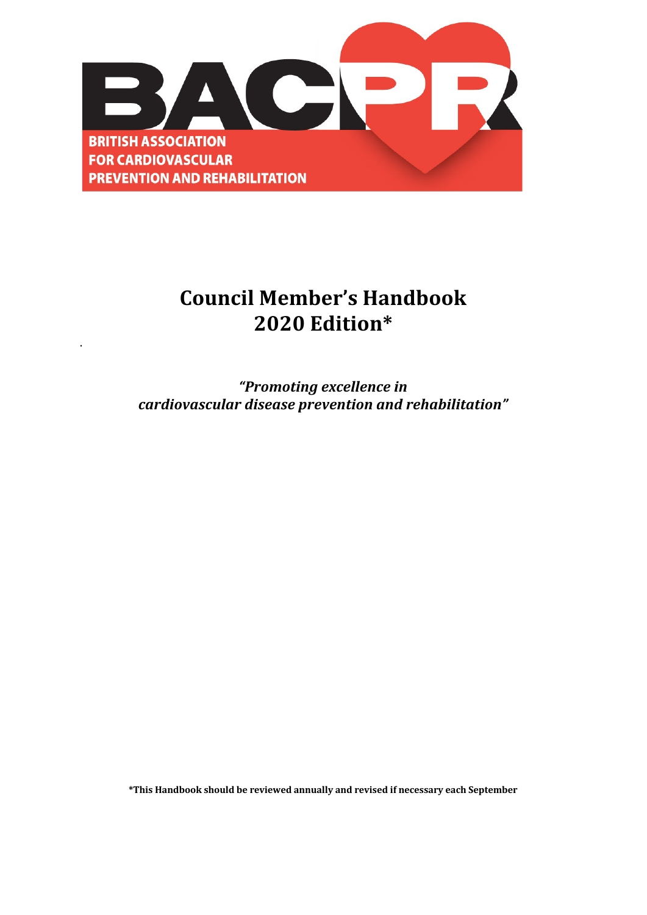BACPR

BRITISH ASSOCIATION FOR CARDIOVASCULAR PREVENTION AND REHABILITATION

# Council Member's Handbook 2020 Edition*

*"Promoting excellence in cardiovascular disease prevention and rehabilitation"*

**\*This Handbook should be reviewed annually and revised if necessary each September**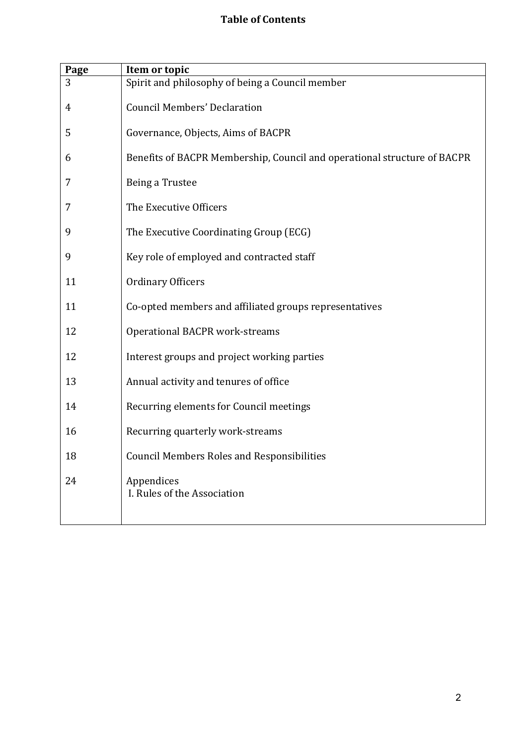# Table of Contents

| Page | Item or topic |
|---|---|
| 3 | Spirit and philosophy of being a Council member |
| 4 | Council Members' Declaration |
| 5 | Governance, Objects, Aims of BACPR |
| 6 | Benefits of BACPR Membership, Council and operational structure of BACPR |
| 7 | Being a Trustee |
| 7 | The Executive Officers |
| 9 | The Executive Coordinating Group (ECG) |
| 9 | Key role of employed and contracted staff |
| 11 | Ordinary Officers |
| 11 | Co-opted members and affiliated groups representatives |
| 12 | Operational BACPR work-streams |
| 12 | Interest groups and project working parties |
| 13 | Annual activity and tenures of office |
| 14 | Recurring elements for Council meetings |
| 16 | Recurring quarterly work-streams |
| 18 | Council Members Roles and Responsibilities |
| 24 | Appendices<br>I. Rules of the Association |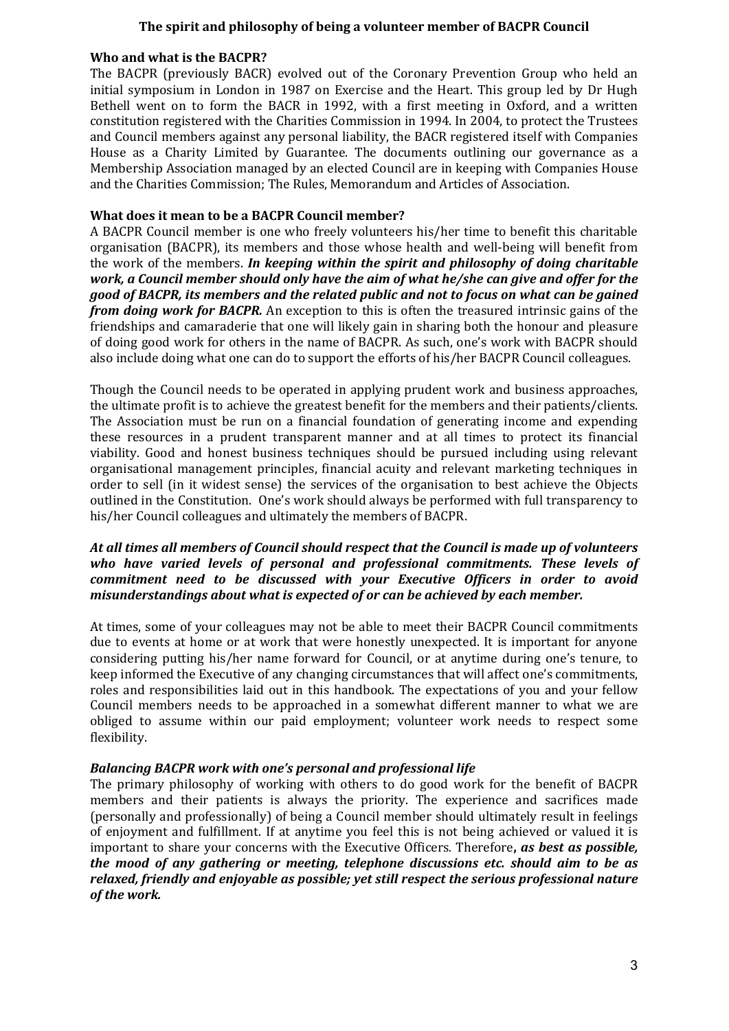# The spirit and philosophy of being a volunteer member of BACPR Council

## Who and what is the BACPR?

The BACPR (previously BACR) evolved out of the Coronary Prevention Group who held an initial symposium in London in 1987 on Exercise and the Heart. This group led by Dr Hugh Bethell went on to form the BACR in 1992, with a first meeting in Oxford, and a written constitution registered with the Charities Commission in 1994. In 2004, to protect the Trustees and Council members against any personal liability, the BACR registered itself with Companies House as a Charity Limited by Guarantee. The documents outlining our governance as a Membership Association managed by an elected Council are in keeping with Companies House and the Charities Commission; The Rules, Memorandum and Articles of Association.

## What does it mean to be a BACPR Council member?

A BACPR Council member is one who freely volunteers his/her time to benefit this charitable organisation (BACPR), its members and those whose health and well-being will benefit from the work of the members. ***In keeping within the spirit and philosophy of doing charitable work, a Council member should only have the aim of what he/she can give and offer for the good of BACPR, its members and the related public and not to focus on what can be gained from doing work for BACPR.*** An exception to this is often the treasured intrinsic gains of the friendships and camaraderie that one will likely gain in sharing both the honour and pleasure of doing good work for others in the name of BACPR. As such, one's work with BACPR should also include doing what one can do to support the efforts of his/her BACPR Council colleagues.

Though the Council needs to be operated in applying prudent work and business approaches, the ultimate profit is to achieve the greatest benefit for the members and their patients/clients. The Association must be run on a financial foundation of generating income and expending these resources in a prudent transparent manner and at all times to protect its financial viability. Good and honest business techniques should be pursued including using relevant organisational management principles, financial acuity and relevant marketing techniques in order to sell (in it widest sense) the services of the organisation to best achieve the Objects outlined in the Constitution. One's work should always be performed with full transparency to his/her Council colleagues and ultimately the members of BACPR.

***At all times all members of Council should respect that the Council is made up of volunteers who have varied levels of personal and professional commitments. These levels of commitment need to be discussed with your Executive Officers in order to avoid misunderstandings about what is expected of or can be achieved by each member.***

At times, some of your colleagues may not be able to meet their BACPR Council commitments due to events at home or at work that were honestly unexpected. It is important for anyone considering putting his/her name forward for Council, or at anytime during one's tenure, to keep informed the Executive of any changing circumstances that will affect one's commitments, roles and responsibilities laid out in this handbook. The expectations of you and your fellow Council members needs to be approached in a somewhat different manner to what we are obliged to assume within our paid employment; volunteer work needs to respect some flexibility.

## *Balancing BACPR work with one's personal and professional life*

The primary philosophy of working with others to do good work for the benefit of BACPR members and their patients is always the priority. The experience and sacrifices made (personally and professionally) of being a Council member should ultimately result in feelings of enjoyment and fulfillment. If at anytime you feel this is not being achieved or valued it is important to share your concerns with the Executive Officers. Therefore***, as best as possible, the mood of any gathering or meeting, telephone discussions etc. should aim to be as relaxed, friendly and enjoyable as possible; yet still respect the serious professional nature of the work.***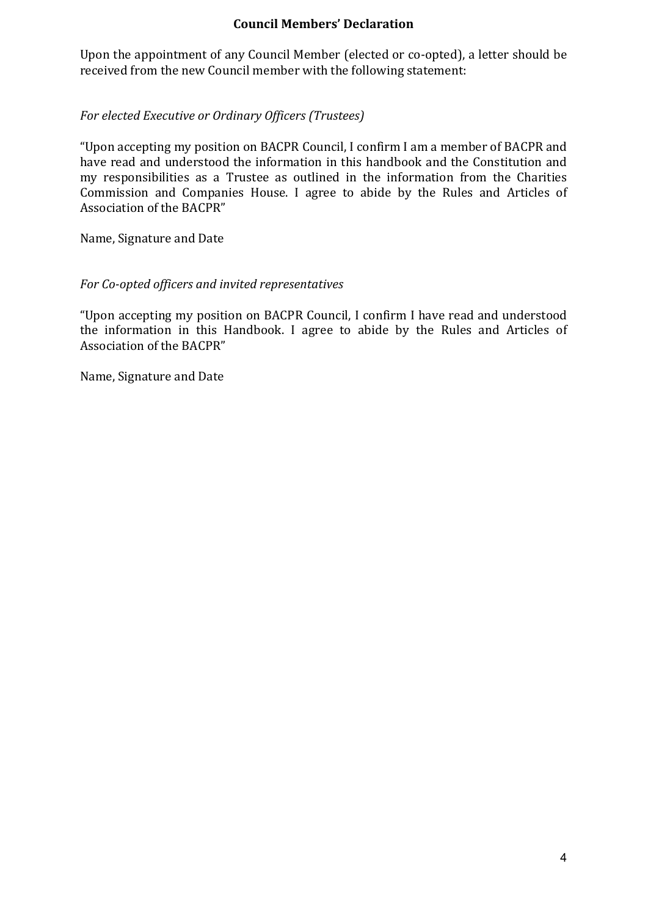## Council Members' Declaration

Upon the appointment of any Council Member (elected or co-opted), a letter should be received from the new Council member with the following statement:

*For elected Executive or Ordinary Officers (Trustees)*

"Upon accepting my position on BACPR Council, I confirm I am a member of BACPR and have read and understood the information in this handbook and the Constitution and my responsibilities as a Trustee as outlined in the information from the Charities Commission and Companies House. I agree to abide by the Rules and Articles of Association of the BACPR"

Name, Signature and Date

*For Co-opted officers and invited representatives*

"Upon accepting my position on BACPR Council, I confirm I have read and understood the information in this Handbook. I agree to abide by the Rules and Articles of Association of the BACPR"

Name, Signature and Date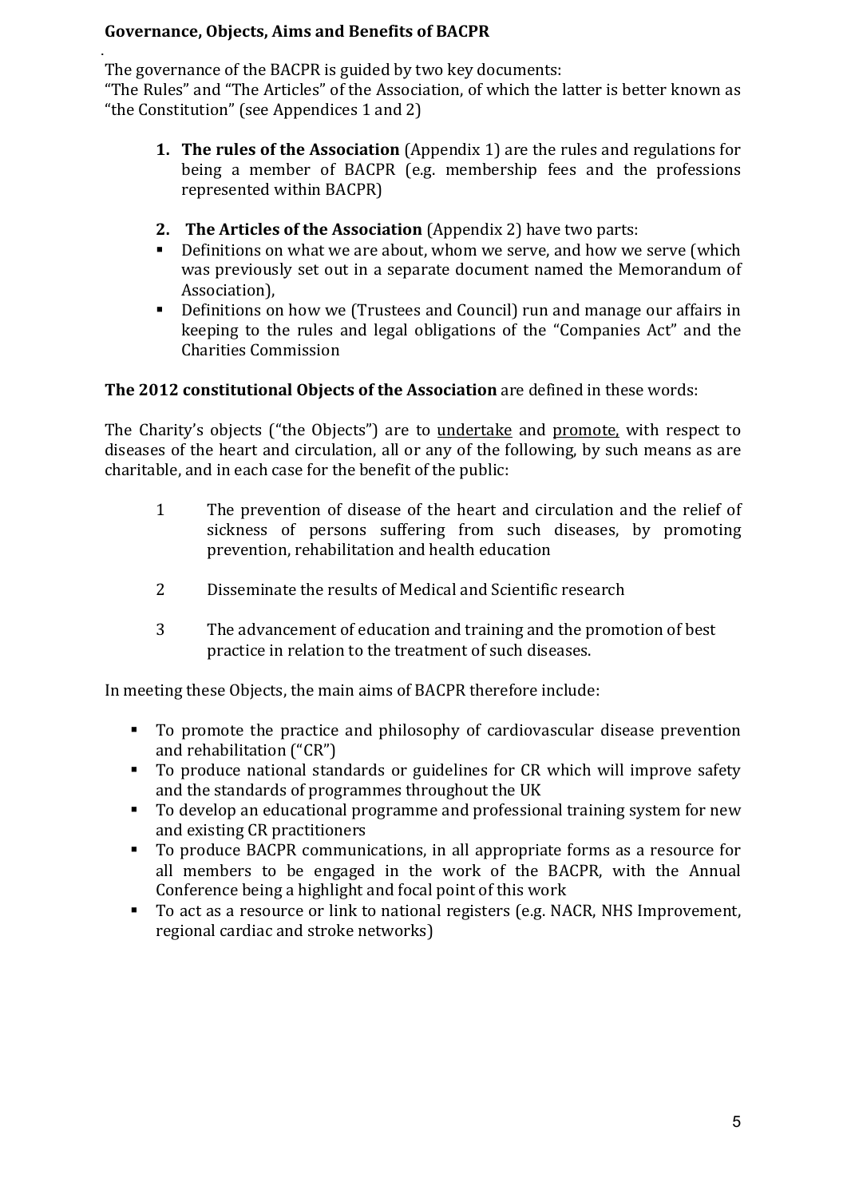**Governance, Objects, Aims and Benefits of BACPR**

The governance of the BACPR is guided by two key documents:
"The Rules" and "The Articles" of the Association, of which the latter is better known as "the Constitution" (see Appendices 1 and 2)

1. **The rules of the Association** (Appendix 1) are the rules and regulations for being a member of BACPR (e.g. membership fees and the professions represented within BACPR)

2. **The Articles of the Association** (Appendix 2) have two parts:
   - Definitions on what we are about, whom we serve, and how we serve (which was previously set out in a separate document named the Memorandum of Association),
   - Definitions on how we (Trustees and Council) run and manage our affairs in keeping to the rules and legal obligations of the "Companies Act" and the Charities Commission

**The 2012 constitutional Objects of the Association** are defined in these words:

The Charity's objects ("the Objects") are to undertake and promote, with respect to diseases of the heart and circulation, all or any of the following, by such means as are charitable, and in each case for the benefit of the public:

1. The prevention of disease of the heart and circulation and the relief of sickness of persons suffering from such diseases, by promoting prevention, rehabilitation and health education

2. Disseminate the results of Medical and Scientific research

3. The advancement of education and training and the promotion of best practice in relation to the treatment of such diseases.

In meeting these Objects, the main aims of BACPR therefore include:

- To promote the practice and philosophy of cardiovascular disease prevention and rehabilitation ("CR")
- To produce national standards or guidelines for CR which will improve safety and the standards of programmes throughout the UK
- To develop an educational programme and professional training system for new and existing CR practitioners
- To produce BACPR communications, in all appropriate forms as a resource for all members to be engaged in the work of the BACPR, with the Annual Conference being a highlight and focal point of this work
- To act as a resource or link to national registers (e.g. NACR, NHS Improvement, regional cardiac and stroke networks)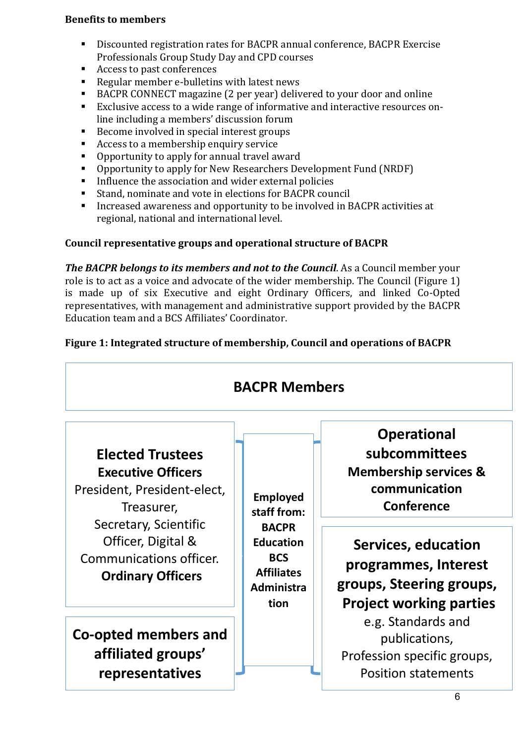**Benefits to members**

- Discounted registration rates for BACPR annual conference, BACPR Exercise Professionals Group Study Day and CPD courses
- Access to past conferences
- Regular member e-bulletins with latest news
- BACPR CONNECT magazine (2 per year) delivered to your door and online
- Exclusive access to a wide range of informative and interactive resources on-line including a members' discussion forum
- Become involved in special interest groups
- Access to a membership enquiry service
- Opportunity to apply for annual travel award
- Opportunity to apply for New Researchers Development Fund (NRDF)
- Influence the association and wider external policies
- Stand, nominate and vote in elections for BACPR council
- Increased awareness and opportunity to be involved in BACPR activities at regional, national and international level.

**Council representative groups and operational structure of BACPR**

***The BACPR belongs to its members and not to the Council***. As a Council member your role is to act as a voice and advocate of the wider membership. The Council (Figure 1) is made up of six Executive and eight Ordinary Officers, and linked Co-Opted representatives, with management and administrative support provided by the BACPR Education team and a BCS Affiliates' Coordinator.

**Figure 1: Integrated structure of membership, Council and operations of BACPR**

**BACPR Members**

**Elected Trustees**
**Executive Officers**
President, President-elect, Treasurer, Secretary, Scientific Officer, Digital & Communications officer.
**Ordinary Officers**

**Co-opted members and affiliated groups' representatives**

**Employed staff from: BACPR Education BCS Affiliates Administration**

**Operational subcommittees**
**Membership services & communication**
**Conference**

**Services, education programmes, Interest groups, Steering groups, Project working parties**
e.g. Standards and publications, Profession specific groups, Position statements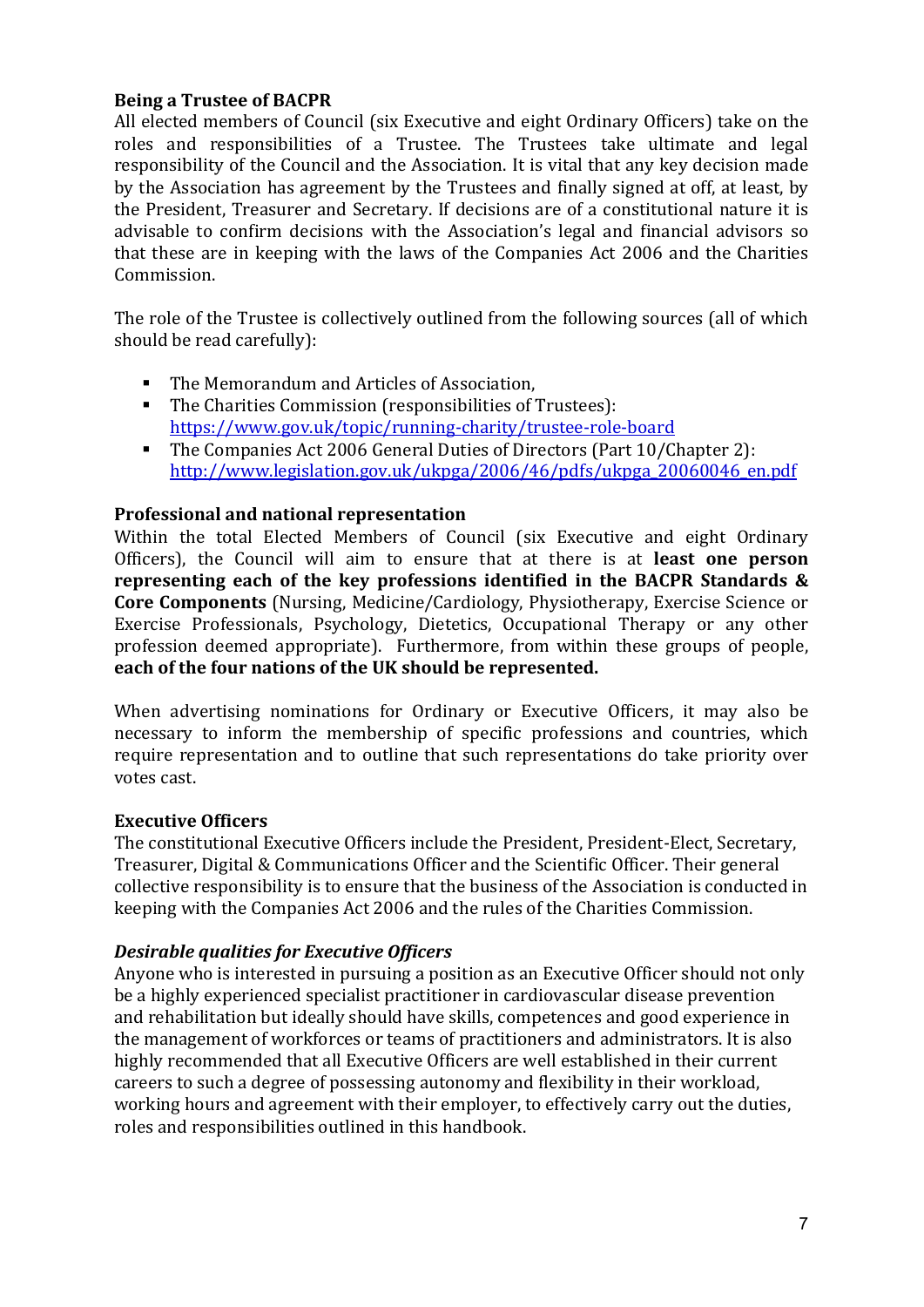**Being a Trustee of BACPR**

All elected members of Council (six Executive and eight Ordinary Officers) take on the roles and responsibilities of a Trustee. The Trustees take ultimate and legal responsibility of the Council and the Association. It is vital that any key decision made by the Association has agreement by the Trustees and finally signed at off, at least, by the President, Treasurer and Secretary. If decisions are of a constitutional nature it is advisable to confirm decisions with the Association's legal and financial advisors so that these are in keeping with the laws of the Companies Act 2006 and the Charities Commission.

The role of the Trustee is collectively outlined from the following sources (all of which should be read carefully):

- The Memorandum and Articles of Association,
- The Charities Commission (responsibilities of Trustees): https://www.gov.uk/topic/running-charity/trustee-role-board
- The Companies Act 2006 General Duties of Directors (Part 10/Chapter 2): http://www.legislation.gov.uk/ukpga/2006/46/pdfs/ukpga_20060046_en.pdf

**Professional and national representation**

Within the total Elected Members of Council (six Executive and eight Ordinary Officers), the Council will aim to ensure that at there is at **least one person representing each of the key professions identified in the BACPR Standards & Core Components** (Nursing, Medicine/Cardiology, Physiotherapy, Exercise Science or Exercise Professionals, Psychology, Dietetics, Occupational Therapy or any other profession deemed appropriate). Furthermore, from within these groups of people, **each of the four nations of the UK should be represented.**

When advertising nominations for Ordinary or Executive Officers, it may also be necessary to inform the membership of specific professions and countries, which require representation and to outline that such representations do take priority over votes cast.

**Executive Officers**

The constitutional Executive Officers include the President, President-Elect, Secretary, Treasurer, Digital & Communications Officer and the Scientific Officer. Their general collective responsibility is to ensure that the business of the Association is conducted in keeping with the Companies Act 2006 and the rules of the Charities Commission.

***Desirable qualities for Executive Officers***

Anyone who is interested in pursuing a position as an Executive Officer should not only be a highly experienced specialist practitioner in cardiovascular disease prevention and rehabilitation but ideally should have skills, competences and good experience in the management of workforces or teams of practitioners and administrators. It is also highly recommended that all Executive Officers are well established in their current careers to such a degree of possessing autonomy and flexibility in their workload, working hours and agreement with their employer, to effectively carry out the duties, roles and responsibilities outlined in this handbook.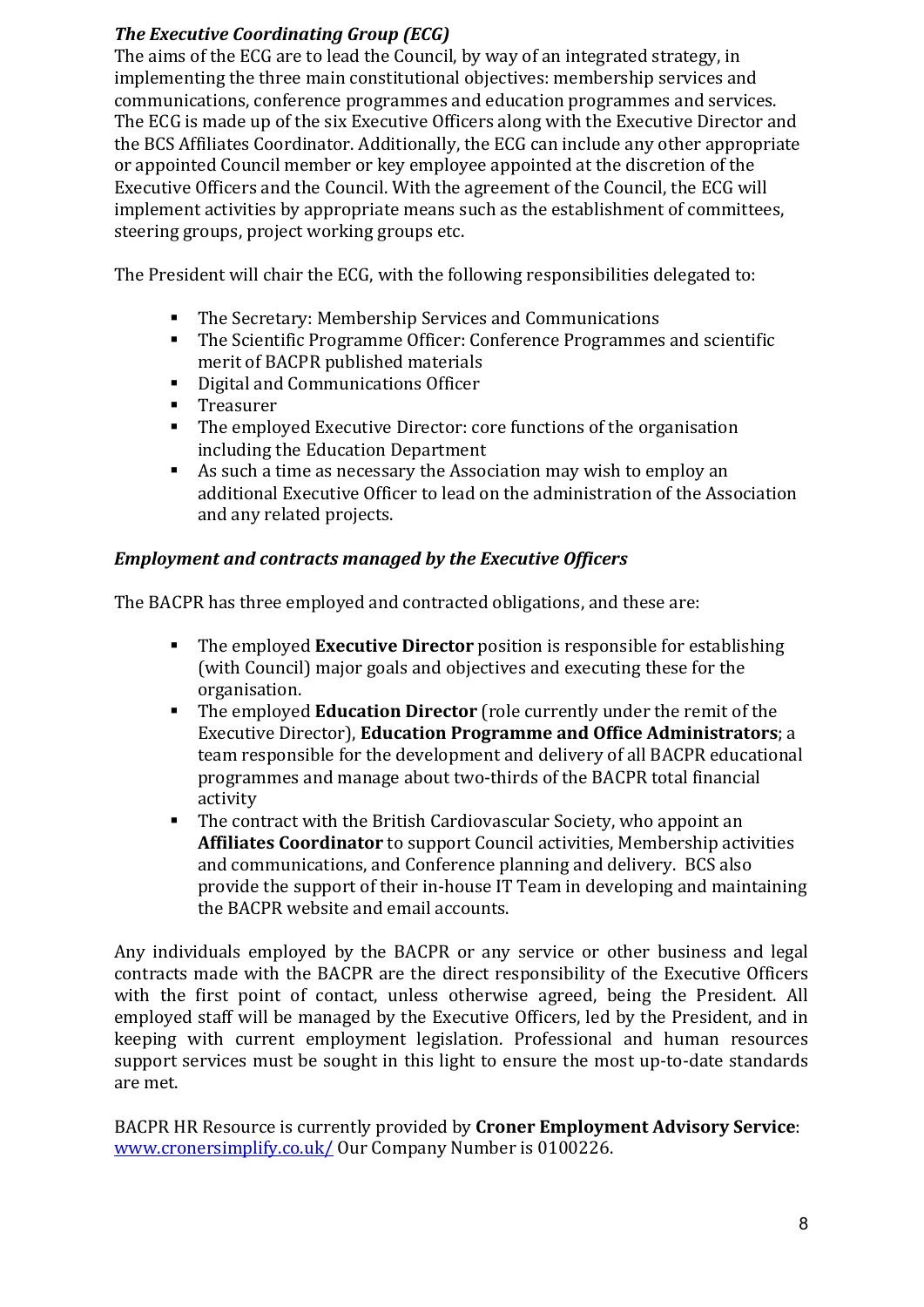### *The Executive Coordinating Group (ECG)*

The aims of the ECG are to lead the Council, by way of an integrated strategy, in implementing the three main constitutional objectives: membership services and communications, conference programmes and education programmes and services. The ECG is made up of the six Executive Officers along with the Executive Director and the BCS Affiliates Coordinator. Additionally, the ECG can include any other appropriate or appointed Council member or key employee appointed at the discretion of the Executive Officers and the Council. With the agreement of the Council, the ECG will implement activities by appropriate means such as the establishment of committees, steering groups, project working groups etc.

The President will chair the ECG, with the following responsibilities delegated to:

- The Secretary: Membership Services and Communications
- The Scientific Programme Officer: Conference Programmes and scientific merit of BACPR published materials
- Digital and Communications Officer
- Treasurer
- The employed Executive Director: core functions of the organisation including the Education Department
- As such a time as necessary the Association may wish to employ an additional Executive Officer to lead on the administration of the Association and any related projects.

### *Employment and contracts managed by the Executive Officers*

The BACPR has three employed and contracted obligations, and these are:

- The employed **Executive Director** position is responsible for establishing (with Council) major goals and objectives and executing these for the organisation.
- The employed **Education Director** (role currently under the remit of the Executive Director), **Education Programme and Office Administrators**; a team responsible for the development and delivery of all BACPR educational programmes and manage about two-thirds of the BACPR total financial activity
- The contract with the British Cardiovascular Society, who appoint an **Affiliates Coordinator** to support Council activities, Membership activities and communications, and Conference planning and delivery. BCS also provide the support of their in-house IT Team in developing and maintaining the BACPR website and email accounts.

Any individuals employed by the BACPR or any service or other business and legal contracts made with the BACPR are the direct responsibility of the Executive Officers with the first point of contact, unless otherwise agreed, being the President. All employed staff will be managed by the Executive Officers, led by the President, and in keeping with current employment legislation. Professional and human resources support services must be sought in this light to ensure the most up-to-date standards are met.

BACPR HR Resource is currently provided by **Croner Employment Advisory Service**: [www.cronersimplify.co.uk/](www.cronersimplify.co.uk/) Our Company Number is 0100226.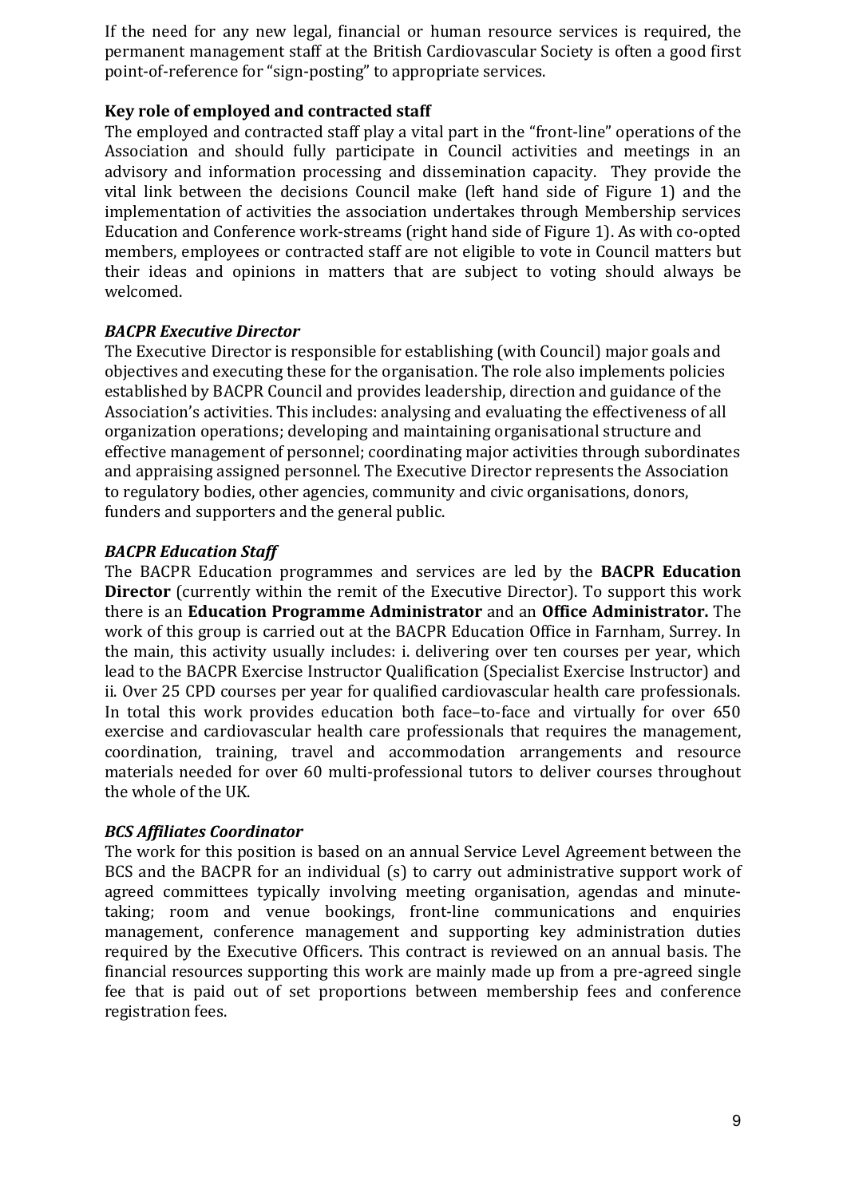If the need for any new legal, financial or human resource services is required, the permanent management staff at the British Cardiovascular Society is often a good first point-of-reference for "sign-posting" to appropriate services.

**Key role of employed and contracted staff**

The employed and contracted staff play a vital part in the "front-line" operations of the Association and should fully participate in Council activities and meetings in an advisory and information processing and dissemination capacity. They provide the vital link between the decisions Council make (left hand side of Figure 1) and the implementation of activities the association undertakes through Membership services Education and Conference work-streams (right hand side of Figure 1). As with co-opted members, employees or contracted staff are not eligible to vote in Council matters but their ideas and opinions in matters that are subject to voting should always be welcomed.

***BACPR Executive Director***

The Executive Director is responsible for establishing (with Council) major goals and objectives and executing these for the organisation. The role also implements policies established by BACPR Council and provides leadership, direction and guidance of the Association's activities. This includes: analysing and evaluating the effectiveness of all organization operations; developing and maintaining organisational structure and effective management of personnel; coordinating major activities through subordinates and appraising assigned personnel. The Executive Director represents the Association to regulatory bodies, other agencies, community and civic organisations, donors, funders and supporters and the general public.

***BACPR Education Staff***

The BACPR Education programmes and services are led by the **BACPR Education Director** (currently within the remit of the Executive Director). To support this work there is an **Education Programme Administrator** and an **Office Administrator.** The work of this group is carried out at the BACPR Education Office in Farnham, Surrey. In the main, this activity usually includes: i. delivering over ten courses per year, which lead to the BACPR Exercise Instructor Qualification (Specialist Exercise Instructor) and ii. Over 25 CPD courses per year for qualified cardiovascular health care professionals. In total this work provides education both face–to-face and virtually for over 650 exercise and cardiovascular health care professionals that requires the management, coordination, training, travel and accommodation arrangements and resource materials needed for over 60 multi-professional tutors to deliver courses throughout the whole of the UK.

***BCS Affiliates Coordinator***

The work for this position is based on an annual Service Level Agreement between the BCS and the BACPR for an individual (s) to carry out administrative support work of agreed committees typically involving meeting organisation, agendas and minute-taking; room and venue bookings, front-line communications and enquiries management, conference management and supporting key administration duties required by the Executive Officers. This contract is reviewed on an annual basis. The financial resources supporting this work are mainly made up from a pre-agreed single fee that is paid out of set proportions between membership fees and conference registration fees.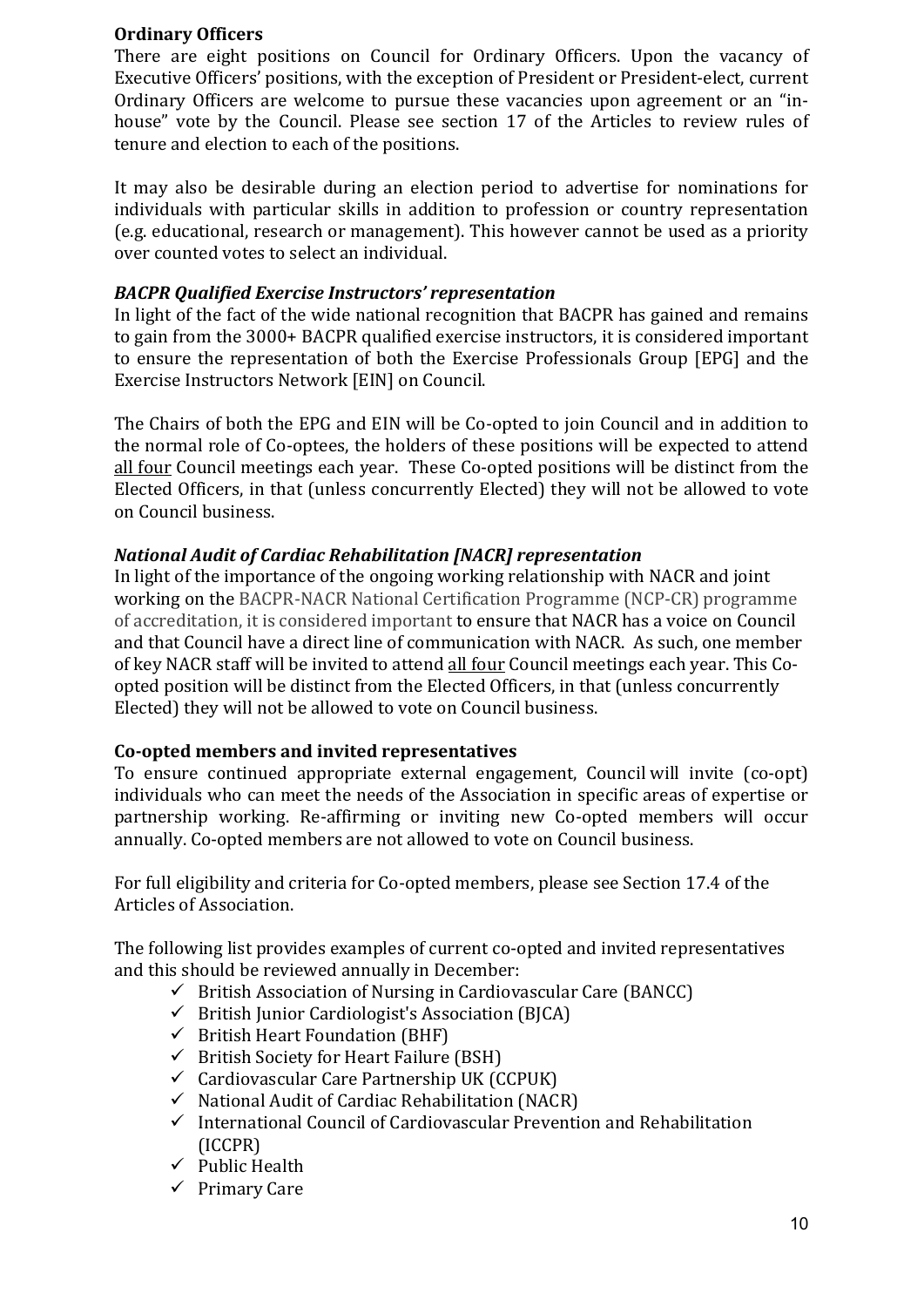**Ordinary Officers**

There are eight positions on Council for Ordinary Officers. Upon the vacancy of Executive Officers' positions, with the exception of President or President-elect, current Ordinary Officers are welcome to pursue these vacancies upon agreement or an "in-house" vote by the Council. Please see section 17 of the Articles to review rules of tenure and election to each of the positions.

It may also be desirable during an election period to advertise for nominations for individuals with particular skills in addition to profession or country representation (e.g. educational, research or management). This however cannot be used as a priority over counted votes to select an individual.

***BACPR Qualified Exercise Instructors' representation***

In light of the fact of the wide national recognition that BACPR has gained and remains to gain from the 3000+ BACPR qualified exercise instructors, it is considered important to ensure the representation of both the Exercise Professionals Group [EPG] and the Exercise Instructors Network [EIN] on Council.

The Chairs of both the EPG and EIN will be Co-opted to join Council and in addition to the normal role of Co-optees, the holders of these positions will be expected to attend <u>all four</u> Council meetings each year. These Co-opted positions will be distinct from the Elected Officers, in that (unless concurrently Elected) they will not be allowed to vote on Council business.

***National Audit of Cardiac Rehabilitation [NACR] representation***

In light of the importance of the ongoing working relationship with NACR and joint working on the BACPR-NACR National Certification Programme (NCP-CR) programme of accreditation, it is considered important to ensure that NACR has a voice on Council and that Council have a direct line of communication with NACR. As such, one member of key NACR staff will be invited to attend <u>all four</u> Council meetings each year. This Co-opted position will be distinct from the Elected Officers, in that (unless concurrently Elected) they will not be allowed to vote on Council business.

**Co-opted members and invited representatives**

To ensure continued appropriate external engagement, Council will invite (co-opt) individuals who can meet the needs of the Association in specific areas of expertise or partnership working. Re-affirming or inviting new Co-opted members will occur annually. Co-opted members are not allowed to vote on Council business.

For full eligibility and criteria for Co-opted members, please see Section 17.4 of the Articles of Association.

The following list provides examples of current co-opted and invited representatives and this should be reviewed annually in December:

- ✓ British Association of Nursing in Cardiovascular Care (BANCC)
- ✓ British Junior Cardiologist's Association (BJCA)
- ✓ British Heart Foundation (BHF)
- ✓ British Society for Heart Failure (BSH)
- ✓ Cardiovascular Care Partnership UK (CCPUK)
- ✓ National Audit of Cardiac Rehabilitation (NACR)
- ✓ International Council of Cardiovascular Prevention and Rehabilitation (ICCPR)
- ✓ Public Health
- ✓ Primary Care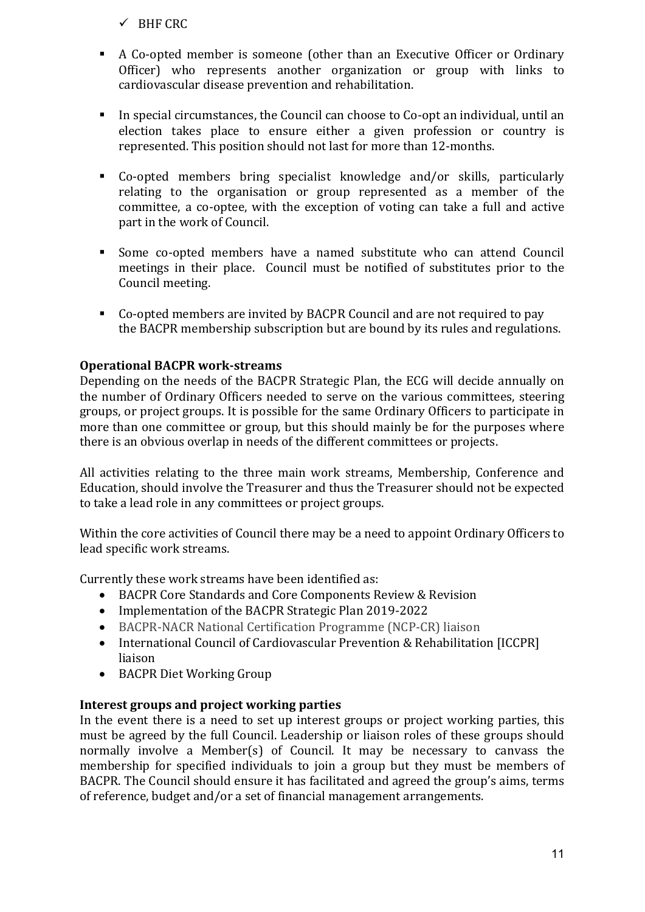- ✓ BHF CRC

- A Co-opted member is someone (other than an Executive Officer or Ordinary Officer) who represents another organization or group with links to cardiovascular disease prevention and rehabilitation.

- In special circumstances, the Council can choose to Co-opt an individual, until an election takes place to ensure either a given profession or country is represented. This position should not last for more than 12-months.

- Co-opted members bring specialist knowledge and/or skills, particularly relating to the organisation or group represented as a member of the committee, a co-optee, with the exception of voting can take a full and active part in the work of Council.

- Some co-opted members have a named substitute who can attend Council meetings in their place. Council must be notified of substitutes prior to the Council meeting.

- Co-opted members are invited by BACPR Council and are not required to pay the BACPR membership subscription but are bound by its rules and regulations.

**Operational BACPR work-streams**

Depending on the needs of the BACPR Strategic Plan, the ECG will decide annually on the number of Ordinary Officers needed to serve on the various committees, steering groups, or project groups. It is possible for the same Ordinary Officers to participate in more than one committee or group, but this should mainly be for the purposes where there is an obvious overlap in needs of the different committees or projects.

All activities relating to the three main work streams, Membership, Conference and Education, should involve the Treasurer and thus the Treasurer should not be expected to take a lead role in any committees or project groups.

Within the core activities of Council there may be a need to appoint Ordinary Officers to lead specific work streams.

Currently these work streams have been identified as:

- BACPR Core Standards and Core Components Review & Revision
- Implementation of the BACPR Strategic Plan 2019-2022
- BACPR-NACR National Certification Programme (NCP-CR) liaison
- International Council of Cardiovascular Prevention & Rehabilitation [ICCPR] liaison
- BACPR Diet Working Group

**Interest groups and project working parties**

In the event there is a need to set up interest groups or project working parties, this must be agreed by the full Council. Leadership or liaison roles of these groups should normally involve a Member(s) of Council. It may be necessary to canvass the membership for specified individuals to join a group but they must be members of BACPR. The Council should ensure it has facilitated and agreed the group's aims, terms of reference, budget and/or a set of financial management arrangements.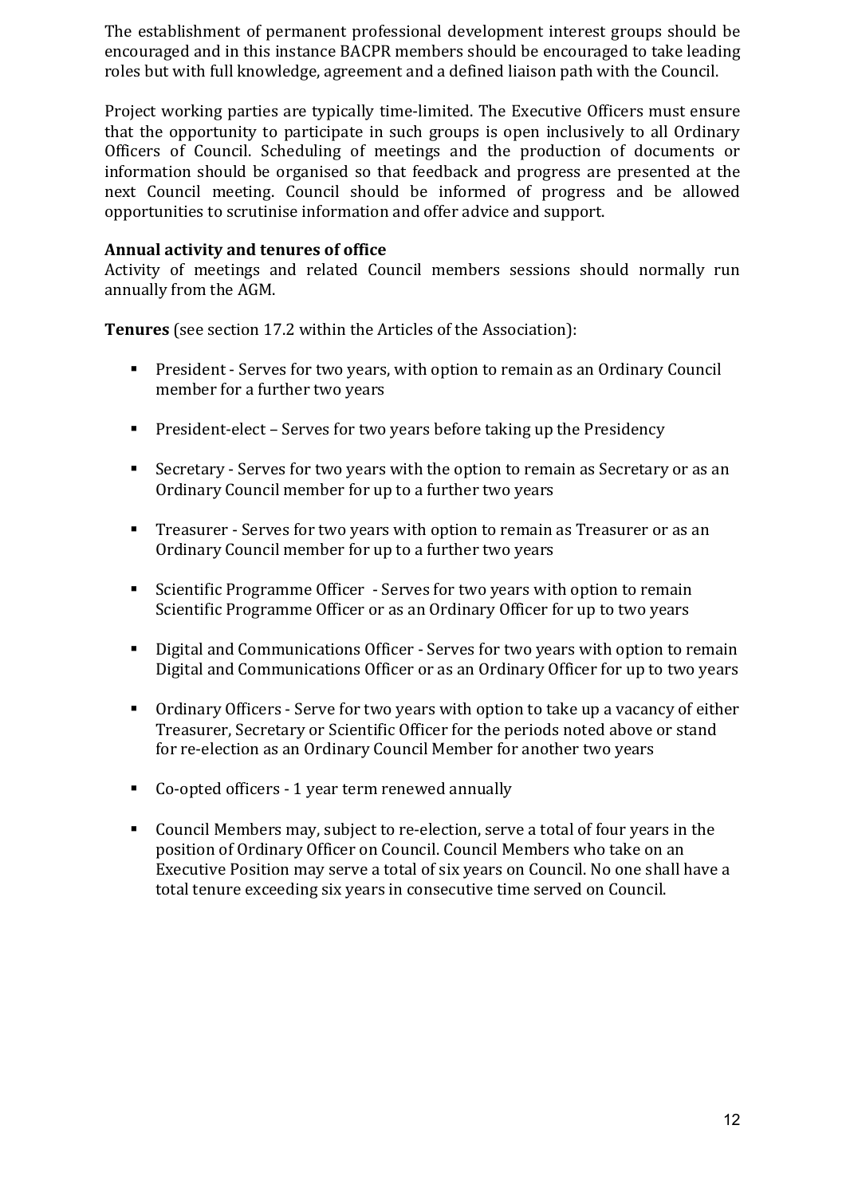The establishment of permanent professional development interest groups should be encouraged and in this instance BACPR members should be encouraged to take leading roles but with full knowledge, agreement and a defined liaison path with the Council.

Project working parties are typically time-limited. The Executive Officers must ensure that the opportunity to participate in such groups is open inclusively to all Ordinary Officers of Council. Scheduling of meetings and the production of documents or information should be organised so that feedback and progress are presented at the next Council meeting. Council should be informed of progress and be allowed opportunities to scrutinise information and offer advice and support.

**Annual activity and tenures of office**

Activity of meetings and related Council members sessions should normally run annually from the AGM.

**Tenures** (see section 17.2 within the Articles of the Association):

- President - Serves for two years, with option to remain as an Ordinary Council member for a further two years
- President-elect – Serves for two years before taking up the Presidency
- Secretary - Serves for two years with the option to remain as Secretary or as an Ordinary Council member for up to a further two years
- Treasurer - Serves for two years with option to remain as Treasurer or as an Ordinary Council member for up to a further two years
- Scientific Programme Officer - Serves for two years with option to remain Scientific Programme Officer or as an Ordinary Officer for up to two years
- Digital and Communications Officer - Serves for two years with option to remain Digital and Communications Officer or as an Ordinary Officer for up to two years
- Ordinary Officers - Serve for two years with option to take up a vacancy of either Treasurer, Secretary or Scientific Officer for the periods noted above or stand for re-election as an Ordinary Council Member for another two years
- Co-opted officers - 1 year term renewed annually
- Council Members may, subject to re-election, serve a total of four years in the position of Ordinary Officer on Council. Council Members who take on an Executive Position may serve a total of six years on Council. No one shall have a total tenure exceeding six years in consecutive time served on Council.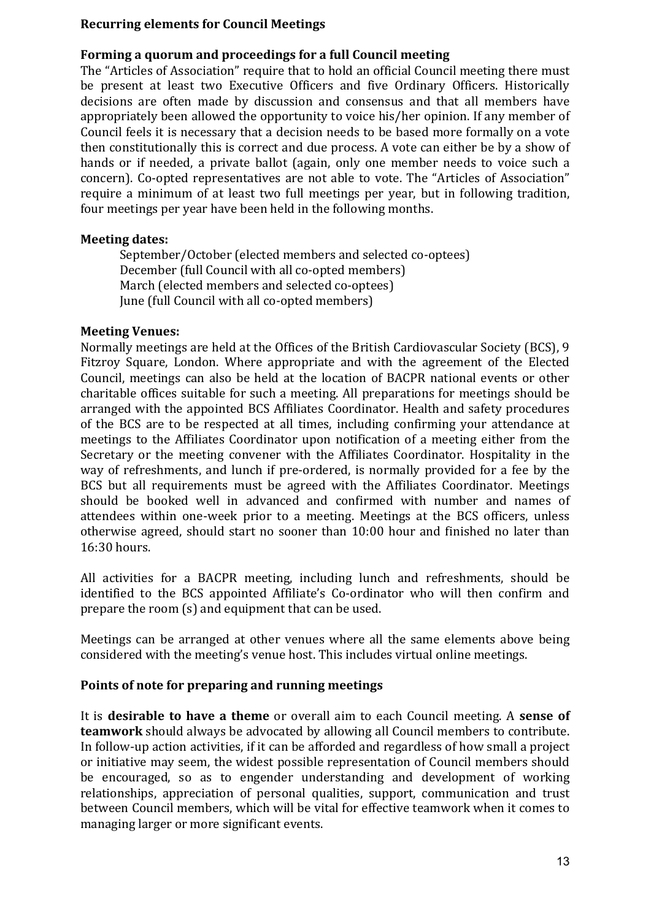## Recurring elements for Council Meetings

### Forming a quorum and proceedings for a full Council meeting

The "Articles of Association" require that to hold an official Council meeting there must be present at least two Executive Officers and five Ordinary Officers. Historically decisions are often made by discussion and consensus and that all members have appropriately been allowed the opportunity to voice his/her opinion. If any member of Council feels it is necessary that a decision needs to be based more formally on a vote then constitutionally this is correct and due process. A vote can either be by a show of hands or if needed, a private ballot (again, only one member needs to voice such a concern). Co-opted representatives are not able to vote. The "Articles of Association" require a minimum of at least two full meetings per year, but in following tradition, four meetings per year have been held in the following months.

### Meeting dates:

September/October (elected members and selected co-optees)
December (full Council with all co-opted members)
March (elected members and selected co-optees)
June (full Council with all co-opted members)

### Meeting Venues:

Normally meetings are held at the Offices of the British Cardiovascular Society (BCS), 9 Fitzroy Square, London. Where appropriate and with the agreement of the Elected Council, meetings can also be held at the location of BACPR national events or other charitable offices suitable for such a meeting. All preparations for meetings should be arranged with the appointed BCS Affiliates Coordinator. Health and safety procedures of the BCS are to be respected at all times, including confirming your attendance at meetings to the Affiliates Coordinator upon notification of a meeting either from the Secretary or the meeting convener with the Affiliates Coordinator. Hospitality in the way of refreshments, and lunch if pre-ordered, is normally provided for a fee by the BCS but all requirements must be agreed with the Affiliates Coordinator. Meetings should be booked well in advanced and confirmed with number and names of attendees within one-week prior to a meeting. Meetings at the BCS officers, unless otherwise agreed, should start no sooner than 10:00 hour and finished no later than 16:30 hours.

All activities for a BACPR meeting, including lunch and refreshments, should be identified to the BCS appointed Affiliate's Co-ordinator who will then confirm and prepare the room (s) and equipment that can be used.

Meetings can be arranged at other venues where all the same elements above being considered with the meeting's venue host. This includes virtual online meetings.

### Points of note for preparing and running meetings

It is **desirable to have a theme** or overall aim to each Council meeting. A **sense of teamwork** should always be advocated by allowing all Council members to contribute. In follow-up action activities, if it can be afforded and regardless of how small a project or initiative may seem, the widest possible representation of Council members should be encouraged, so as to engender understanding and development of working relationships, appreciation of personal qualities, support, communication and trust between Council members, which will be vital for effective teamwork when it comes to managing larger or more significant events.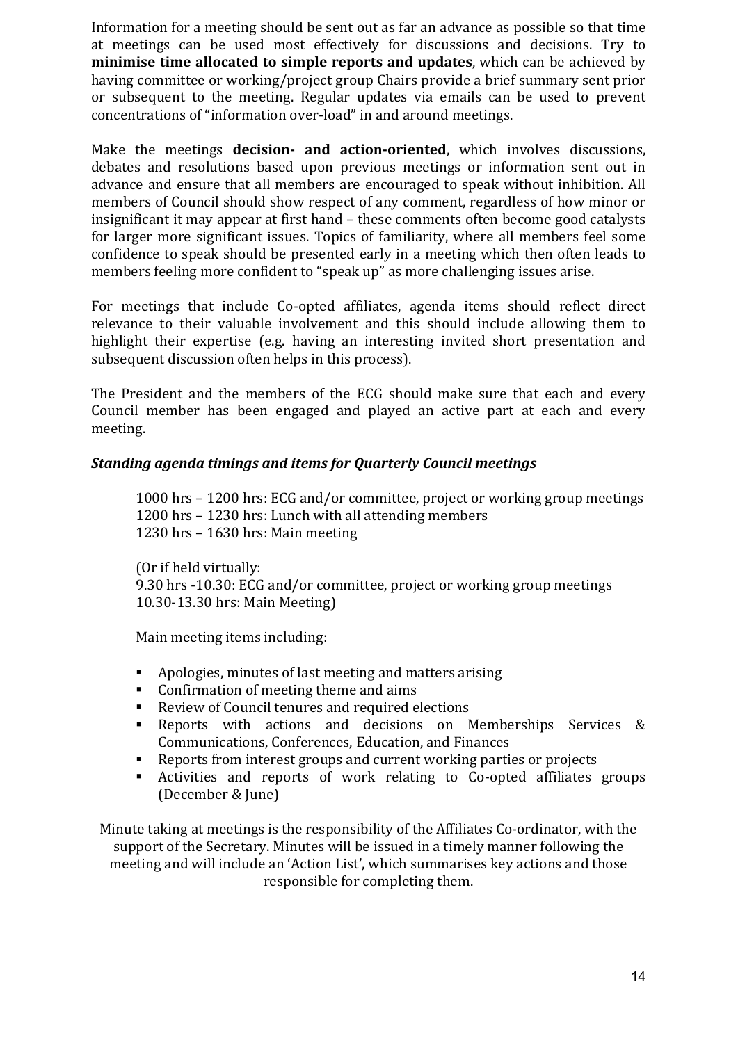Information for a meeting should be sent out as far an advance as possible so that time at meetings can be used most effectively for discussions and decisions. Try to **minimise time allocated to simple reports and updates**, which can be achieved by having committee or working/project group Chairs provide a brief summary sent prior or subsequent to the meeting. Regular updates via emails can be used to prevent concentrations of "information over-load" in and around meetings.

Make the meetings **decision- and action-oriented**, which involves discussions, debates and resolutions based upon previous meetings or information sent out in advance and ensure that all members are encouraged to speak without inhibition. All members of Council should show respect of any comment, regardless of how minor or insignificant it may appear at first hand – these comments often become good catalysts for larger more significant issues. Topics of familiarity, where all members feel some confidence to speak should be presented early in a meeting which then often leads to members feeling more confident to "speak up" as more challenging issues arise.

For meetings that include Co-opted affiliates, agenda items should reflect direct relevance to their valuable involvement and this should include allowing them to highlight their expertise (e.g. having an interesting invited short presentation and subsequent discussion often helps in this process).

The President and the members of the ECG should make sure that each and every Council member has been engaged and played an active part at each and every meeting.

***Standing agenda timings and items for Quarterly Council meetings***

1000 hrs – 1200 hrs: ECG and/or committee, project or working group meetings
1200 hrs – 1230 hrs: Lunch with all attending members
1230 hrs – 1630 hrs: Main meeting

(Or if held virtually:
9.30 hrs -10.30: ECG and/or committee, project or working group meetings
10.30-13.30 hrs: Main Meeting)

Main meeting items including:

- Apologies, minutes of last meeting and matters arising
- Confirmation of meeting theme and aims
- Review of Council tenures and required elections
- Reports with actions and decisions on Memberships Services & Communications, Conferences, Education, and Finances
- Reports from interest groups and current working parties or projects
- Activities and reports of work relating to Co-opted affiliates groups (December & June)

Minute taking at meetings is the responsibility of the Affiliates Co-ordinator, with the support of the Secretary. Minutes will be issued in a timely manner following the meeting and will include an 'Action List', which summarises key actions and those responsible for completing them.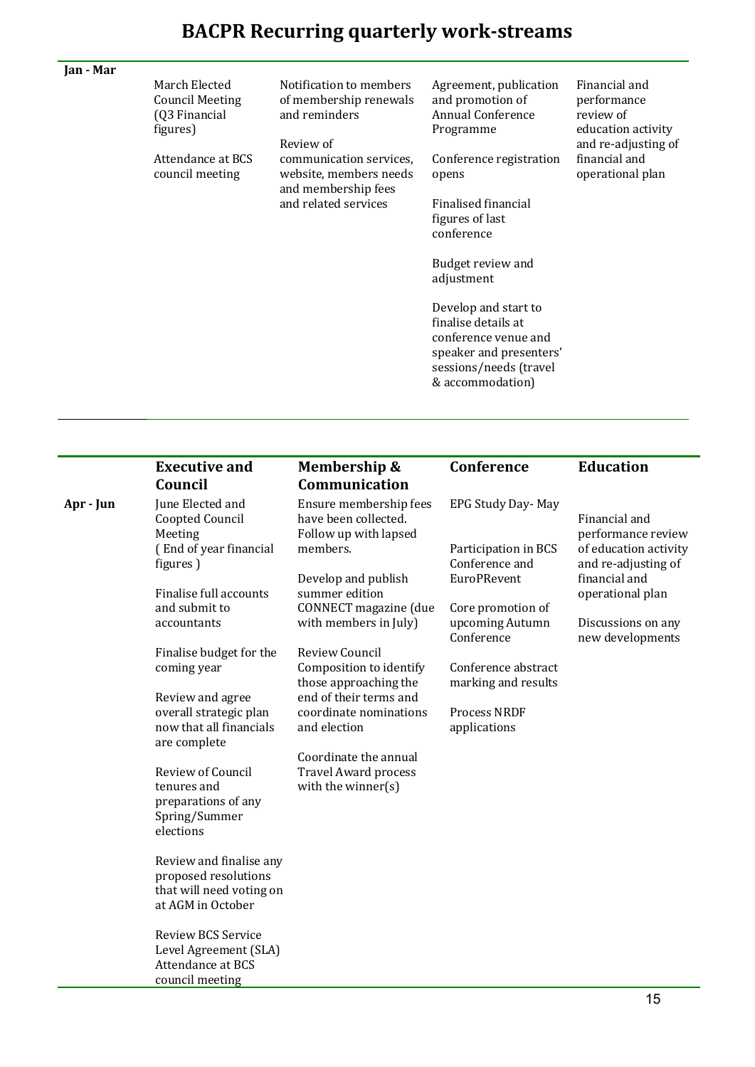# BACPR Recurring quarterly work-streams

| | Executive and Council | Membership & Communication | Conference | Education |
|---|---|---|---|---|
| **Jan - Mar** | March Elected Council Meeting (Q3 Financial figures)<br><br>Attendance at BCS council meeting | Notification to members of membership renewals and reminders<br><br>Review of communication services, website, members needs and membership fees and related services | Agreement, publication and promotion of Annual Conference Programme<br><br>Conference registration opens<br><br>Finalised financial figures of last conference<br><br>Budget review and adjustment<br><br>Develop and start to finalise details at conference venue and speaker and presenters' sessions/needs (travel & accommodation) | Financial and performance review of education activity and re-adjusting of financial and operational plan |
| **Apr - Jun** | June Elected and Coopted Council Meeting ( End of year financial figures )<br><br>Finalise full accounts and submit to accountants<br><br>Finalise budget for the coming year<br><br>Review and agree overall strategic plan now that all financials are complete<br><br>Review of Council tenures and preparations of any Spring/Summer elections<br><br>Review and finalise any proposed resolutions that will need voting on at AGM in October<br><br>Review BCS Service Level Agreement (SLA) Attendance at BCS council meeting | Ensure membership fees have been collected. Follow up with lapsed members.<br><br>Develop and publish summer edition CONNECT magazine (due with members in July)<br><br>Review Council Composition to identify those approaching the end of their terms and coordinate nominations and election<br><br>Coordinate the annual Travel Award process with the winner(s) | EPG Study Day- May<br><br>Participation in BCS Conference and EuroPRevent<br><br>Core promotion of upcoming Autumn Conference<br><br>Conference abstract marking and results<br><br>Process NRDF applications | Financial and performance review of education activity and re-adjusting of financial and operational plan<br><br>Discussions on any new developments |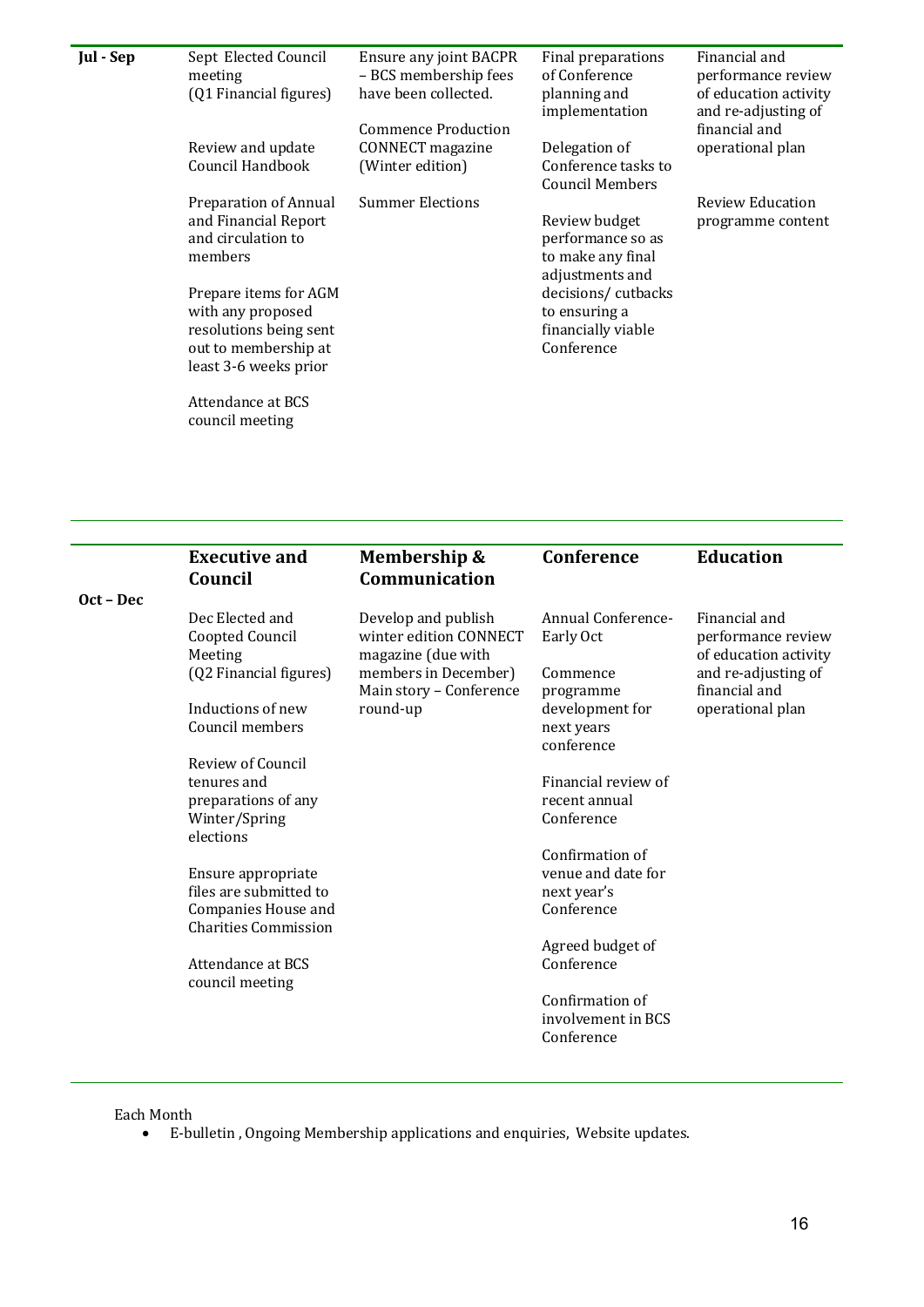| | Executive and Council | Membership & Communication | Conference | Education |
|---|---|---|---|---|
| **Jul - Sep** | Sept Elected Council meeting (Q1 Financial figures)<br><br>Review and update Council Handbook<br><br>Preparation of Annual and Financial Report and circulation to members<br><br>Prepare items for AGM with any proposed resolutions being sent out to membership at least 3-6 weeks prior<br><br>Attendance at BCS council meeting | Ensure any joint BACPR – BCS membership fees have been collected.<br><br>Commence Production CONNECT magazine (Winter edition)<br><br>Summer Elections | Final preparations of Conference planning and implementation<br><br>Delegation of Conference tasks to Council Members<br><br>Review budget performance so as to make any final adjustments and decisions/ cutbacks to ensuring a financially viable Conference | Financial and performance review of education activity and re-adjusting of financial and operational plan<br><br>Review Education programme content |
| **Oct – Dec** | Dec Elected and Coopted Council Meeting (Q2 Financial figures)<br><br>Inductions of new Council members<br><br>Review of Council tenures and preparations of any Winter/Spring elections<br><br>Ensure appropriate files are submitted to Companies House and Charities Commission<br><br>Attendance at BCS council meeting | Develop and publish winter edition CONNECT magazine (due with members in December) Main story – Conference round-up | Annual Conference- Early Oct<br><br>Commence programme development for next years conference<br><br>Financial review of recent annual Conference<br><br>Confirmation of venue and date for next year's Conference<br><br>Agreed budget of Conference<br><br>Confirmation of involvement in BCS Conference | Financial and performance review of education activity and re-adjusting of financial and operational plan |

Each Month

- E-bulletin , Ongoing Membership applications and enquiries, Website updates.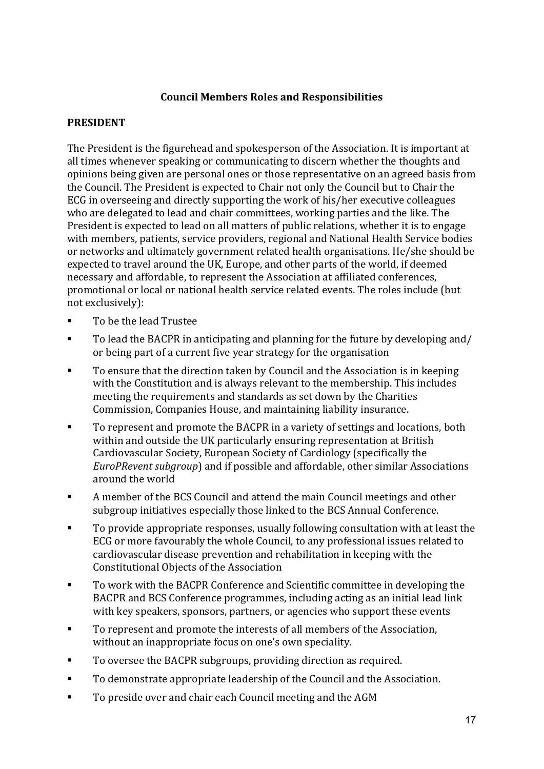## Council Members Roles and Responsibilities

### PRESIDENT

The President is the figurehead and spokesperson of the Association. It is important at all times whenever speaking or communicating to discern whether the thoughts and opinions being given are personal ones or those representative on an agreed basis from the Council. The President is expected to Chair not only the Council but to Chair the ECG in overseeing and directly supporting the work of his/her executive colleagues who are delegated to lead and chair committees, working parties and the like. The President is expected to lead on all matters of public relations, whether it is to engage with members, patients, service providers, regional and National Health Service bodies or networks and ultimately government related health organisations. He/she should be expected to travel around the UK, Europe, and other parts of the world, if deemed necessary and affordable, to represent the Association at affiliated conferences, promotional or local or national health service related events. The roles include (but not exclusively):

- To be the lead Trustee
- To lead the BACPR in anticipating and planning for the future by developing and/ or being part of a current five year strategy for the organisation
- To ensure that the direction taken by Council and the Association is in keeping with the Constitution and is always relevant to the membership. This includes meeting the requirements and standards as set down by the Charities Commission, Companies House, and maintaining liability insurance.
- To represent and promote the BACPR in a variety of settings and locations, both within and outside the UK particularly ensuring representation at British Cardiovascular Society, European Society of Cardiology (specifically the *EuroPRevent subgroup*) and if possible and affordable, other similar Associations around the world
- A member of the BCS Council and attend the main Council meetings and other subgroup initiatives especially those linked to the BCS Annual Conference.
- To provide appropriate responses, usually following consultation with at least the ECG or more favourably the whole Council, to any professional issues related to cardiovascular disease prevention and rehabilitation in keeping with the Constitutional Objects of the Association
- To work with the BACPR Conference and Scientific committee in developing the BACPR and BCS Conference programmes, including acting as an initial lead link with key speakers, sponsors, partners, or agencies who support these events
- To represent and promote the interests of all members of the Association, without an inappropriate focus on one's own speciality.
- To oversee the BACPR subgroups, providing direction as required.
- To demonstrate appropriate leadership of the Council and the Association.
- To preside over and chair each Council meeting and the AGM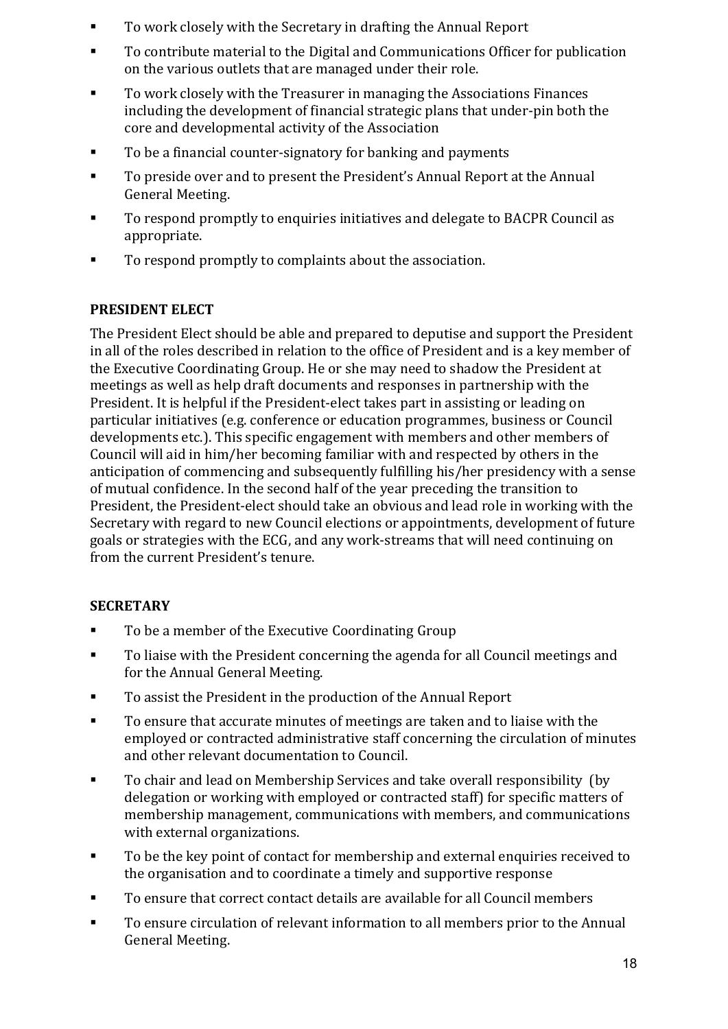- To work closely with the Secretary in drafting the Annual Report
- To contribute material to the Digital and Communications Officer for publication on the various outlets that are managed under their role.
- To work closely with the Treasurer in managing the Associations Finances including the development of financial strategic plans that under-pin both the core and developmental activity of the Association
- To be a financial counter-signatory for banking and payments
- To preside over and to present the President's Annual Report at the Annual General Meeting.
- To respond promptly to enquiries initiatives and delegate to BACPR Council as appropriate.
- To respond promptly to complaints about the association.

**PRESIDENT ELECT**

The President Elect should be able and prepared to deputise and support the President in all of the roles described in relation to the office of President and is a key member of the Executive Coordinating Group. He or she may need to shadow the President at meetings as well as help draft documents and responses in partnership with the President. It is helpful if the President-elect takes part in assisting or leading on particular initiatives (e.g. conference or education programmes, business or Council developments etc.). This specific engagement with members and other members of Council will aid in him/her becoming familiar with and respected by others in the anticipation of commencing and subsequently fulfilling his/her presidency with a sense of mutual confidence. In the second half of the year preceding the transition to President, the President-elect should take an obvious and lead role in working with the Secretary with regard to new Council elections or appointments, development of future goals or strategies with the ECG, and any work-streams that will need continuing on from the current President's tenure.

**SECRETARY**

- To be a member of the Executive Coordinating Group
- To liaise with the President concerning the agenda for all Council meetings and for the Annual General Meeting.
- To assist the President in the production of the Annual Report
- To ensure that accurate minutes of meetings are taken and to liaise with the employed or contracted administrative staff concerning the circulation of minutes and other relevant documentation to Council.
- To chair and lead on Membership Services and take overall responsibility (by delegation or working with employed or contracted staff) for specific matters of membership management, communications with members, and communications with external organizations.
- To be the key point of contact for membership and external enquiries received to the organisation and to coordinate a timely and supportive response
- To ensure that correct contact details are available for all Council members
- To ensure circulation of relevant information to all members prior to the Annual General Meeting.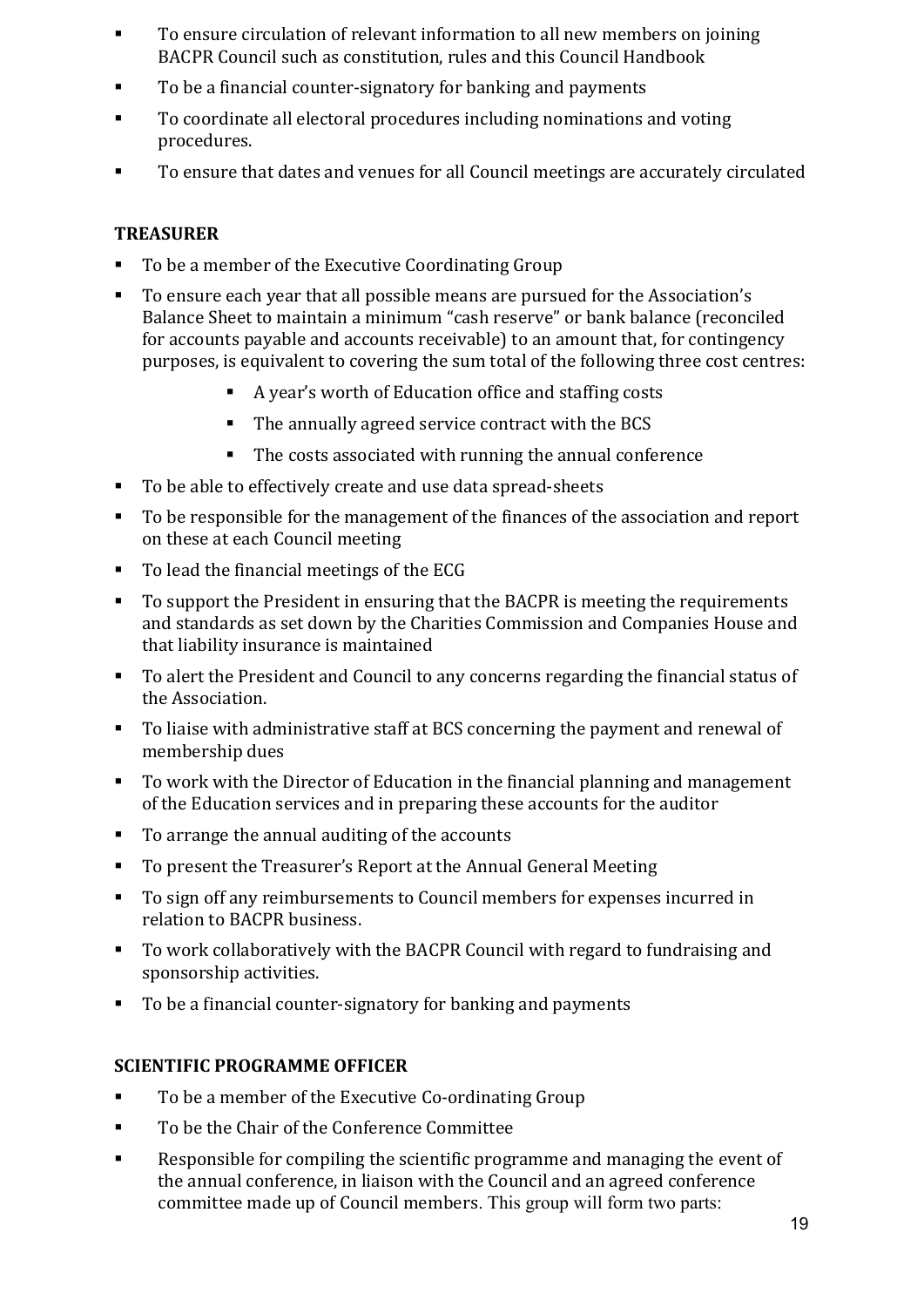- To ensure circulation of relevant information to all new members on joining BACPR Council such as constitution, rules and this Council Handbook
- To be a financial counter-signatory for banking and payments
- To coordinate all electoral procedures including nominations and voting procedures.
- To ensure that dates and venues for all Council meetings are accurately circulated

**TREASURER**

- To be a member of the Executive Coordinating Group
- To ensure each year that all possible means are pursued for the Association's Balance Sheet to maintain a minimum "cash reserve" or bank balance (reconciled for accounts payable and accounts receivable) to an amount that, for contingency purposes, is equivalent to covering the sum total of the following three cost centres:
    - A year's worth of Education office and staffing costs
    - The annually agreed service contract with the BCS
    - The costs associated with running the annual conference
- To be able to effectively create and use data spread-sheets
- To be responsible for the management of the finances of the association and report on these at each Council meeting
- To lead the financial meetings of the ECG
- To support the President in ensuring that the BACPR is meeting the requirements and standards as set down by the Charities Commission and Companies House and that liability insurance is maintained
- To alert the President and Council to any concerns regarding the financial status of the Association.
- To liaise with administrative staff at BCS concerning the payment and renewal of membership dues
- To work with the Director of Education in the financial planning and management of the Education services and in preparing these accounts for the auditor
- To arrange the annual auditing of the accounts
- To present the Treasurer's Report at the Annual General Meeting
- To sign off any reimbursements to Council members for expenses incurred in relation to BACPR business.
- To work collaboratively with the BACPR Council with regard to fundraising and sponsorship activities.
- To be a financial counter-signatory for banking and payments

**SCIENTIFIC PROGRAMME OFFICER**

- To be a member of the Executive Co-ordinating Group
- To be the Chair of the Conference Committee
- Responsible for compiling the scientific programme and managing the event of the annual conference, in liaison with the Council and an agreed conference committee made up of Council members. This group will form two parts: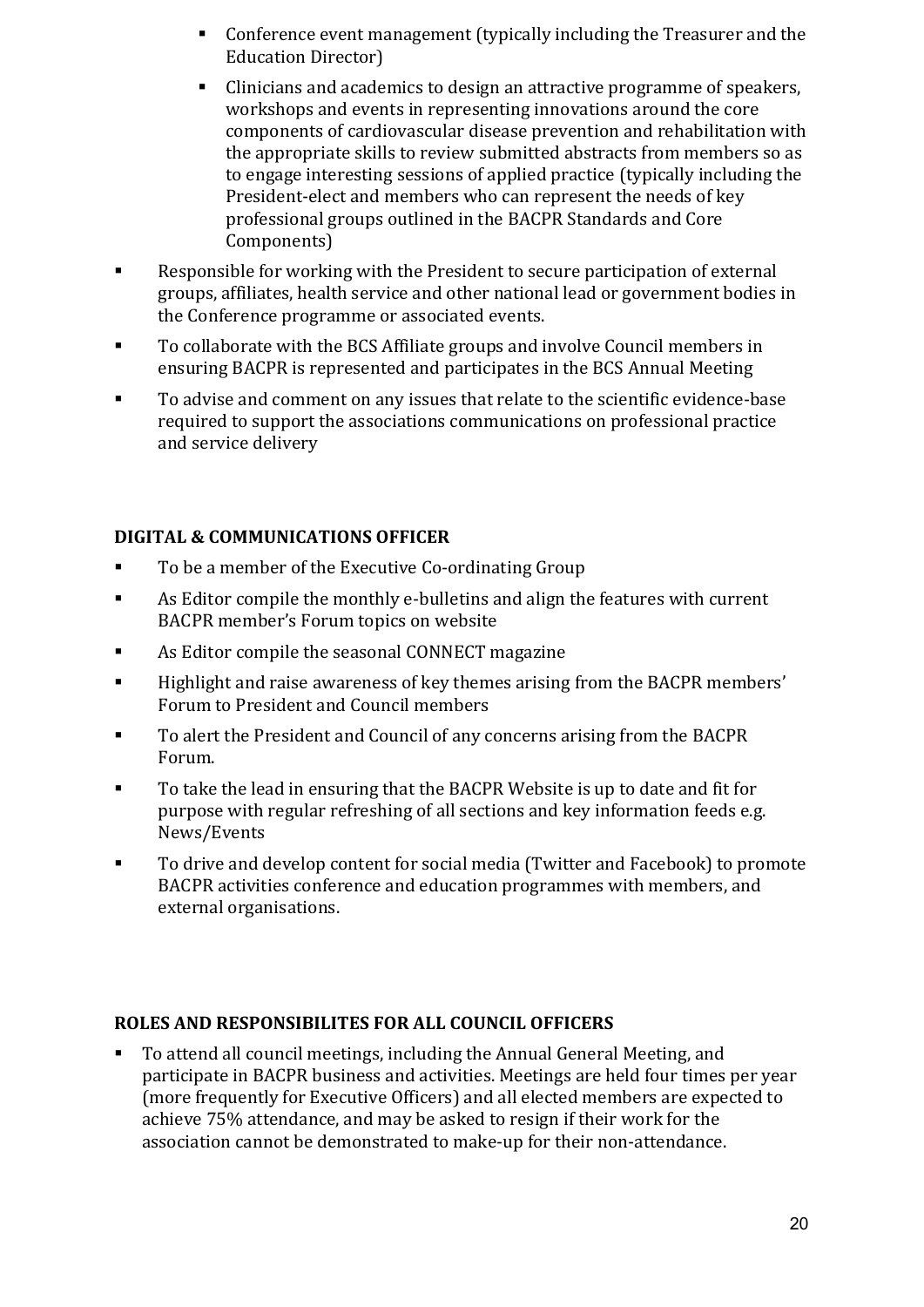- Conference event management (typically including the Treasurer and the Education Director)
    - Clinicians and academics to design an attractive programme of speakers, workshops and events in representing innovations around the core components of cardiovascular disease prevention and rehabilitation with the appropriate skills to review submitted abstracts from members so as to engage interesting sessions of applied practice (typically including the President-elect and members who can represent the needs of key professional groups outlined in the BACPR Standards and Core Components)
- Responsible for working with the President to secure participation of external groups, affiliates, health service and other national lead or government bodies in the Conference programme or associated events.
- To collaborate with the BCS Affiliate groups and involve Council members in ensuring BACPR is represented and participates in the BCS Annual Meeting
- To advise and comment on any issues that relate to the scientific evidence-base required to support the associations communications on professional practice and service delivery

**DIGITAL & COMMUNICATIONS OFFICER**

- To be a member of the Executive Co-ordinating Group
- As Editor compile the monthly e-bulletins and align the features with current BACPR member's Forum topics on website
- As Editor compile the seasonal CONNECT magazine
- Highlight and raise awareness of key themes arising from the BACPR members' Forum to President and Council members
- To alert the President and Council of any concerns arising from the BACPR Forum.
- To take the lead in ensuring that the BACPR Website is up to date and fit for purpose with regular refreshing of all sections and key information feeds e.g. News/Events
- To drive and develop content for social media (Twitter and Facebook) to promote BACPR activities conference and education programmes with members, and external organisations.

**ROLES AND RESPONSIBILITES FOR ALL COUNCIL OFFICERS**

- To attend all council meetings, including the Annual General Meeting, and participate in BACPR business and activities. Meetings are held four times per year (more frequently for Executive Officers) and all elected members are expected to achieve 75% attendance, and may be asked to resign if their work for the association cannot be demonstrated to make-up for their non-attendance.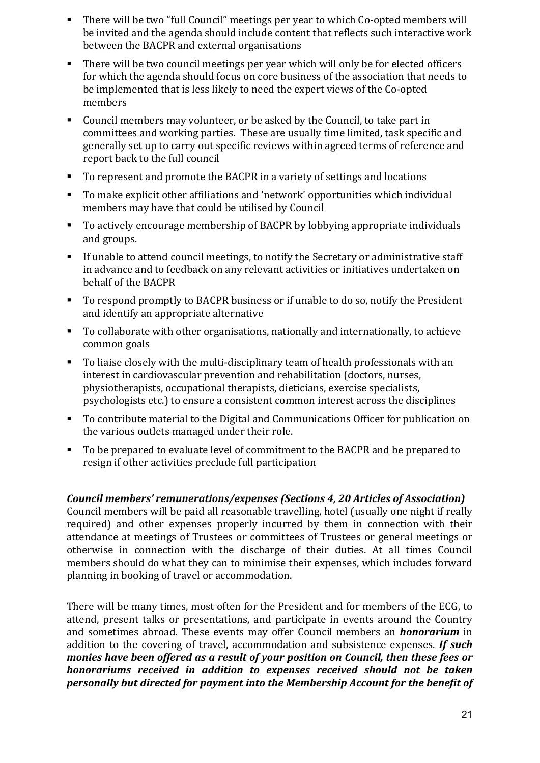- There will be two "full Council" meetings per year to which Co-opted members will be invited and the agenda should include content that reflects such interactive work between the BACPR and external organisations
- There will be two council meetings per year which will only be for elected officers for which the agenda should focus on core business of the association that needs to be implemented that is less likely to need the expert views of the Co-opted members
- Council members may volunteer, or be asked by the Council, to take part in committees and working parties. These are usually time limited, task specific and generally set up to carry out specific reviews within agreed terms of reference and report back to the full council
- To represent and promote the BACPR in a variety of settings and locations
- To make explicit other affiliations and 'network' opportunities which individual members may have that could be utilised by Council
- To actively encourage membership of BACPR by lobbying appropriate individuals and groups.
- If unable to attend council meetings, to notify the Secretary or administrative staff in advance and to feedback on any relevant activities or initiatives undertaken on behalf of the BACPR
- To respond promptly to BACPR business or if unable to do so, notify the President and identify an appropriate alternative
- To collaborate with other organisations, nationally and internationally, to achieve common goals
- To liaise closely with the multi-disciplinary team of health professionals with an interest in cardiovascular prevention and rehabilitation (doctors, nurses, physiotherapists, occupational therapists, dieticians, exercise specialists, psychologists etc.) to ensure a consistent common interest across the disciplines
- To contribute material to the Digital and Communications Officer for publication on the various outlets managed under their role.
- To be prepared to evaluate level of commitment to the BACPR and be prepared to resign if other activities preclude full participation

***Council members' remunerations/expenses (Sections 4, 20 Articles of Association)***

Council members will be paid all reasonable travelling, hotel (usually one night if really required) and other expenses properly incurred by them in connection with their attendance at meetings of Trustees or committees of Trustees or general meetings or otherwise in connection with the discharge of their duties. At all times Council members should do what they can to minimise their expenses, which includes forward planning in booking of travel or accommodation.

There will be many times, most often for the President and for members of the ECG, to attend, present talks or presentations, and participate in events around the Country and sometimes abroad. These events may offer Council members an ***honorarium*** in addition to the covering of travel, accommodation and subsistence expenses. ***If such monies have been offered as a result of your position on Council, then these fees or honorariums received in addition to expenses received should not be taken personally but directed for payment into the Membership Account for the benefit of***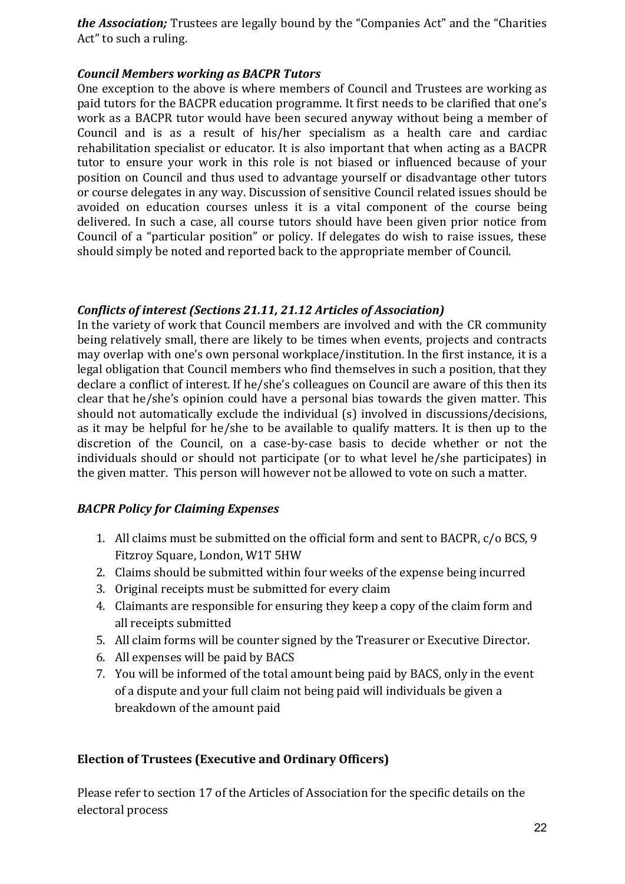***the Association;*** Trustees are legally bound by the "Companies Act" and the "Charities Act" to such a ruling.

***Council Members working as BACPR Tutors***

One exception to the above is where members of Council and Trustees are working as paid tutors for the BACPR education programme. It first needs to be clarified that one's work as a BACPR tutor would have been secured anyway without being a member of Council and is as a result of his/her specialism as a health care and cardiac rehabilitation specialist or educator. It is also important that when acting as a BACPR tutor to ensure your work in this role is not biased or influenced because of your position on Council and thus used to advantage yourself or disadvantage other tutors or course delegates in any way. Discussion of sensitive Council related issues should be avoided on education courses unless it is a vital component of the course being delivered. In such a case, all course tutors should have been given prior notice from Council of a "particular position" or policy. If delegates do wish to raise issues, these should simply be noted and reported back to the appropriate member of Council.

***Conflicts of interest (Sections 21.11, 21.12 Articles of Association)***

In the variety of work that Council members are involved and with the CR community being relatively small, there are likely to be times when events, projects and contracts may overlap with one's own personal workplace/institution. In the first instance, it is a legal obligation that Council members who find themselves in such a position, that they declare a conflict of interest. If he/she's colleagues on Council are aware of this then its clear that he/she's opinion could have a personal bias towards the given matter. This should not automatically exclude the individual (s) involved in discussions/decisions, as it may be helpful for he/she to be available to qualify matters. It is then up to the discretion of the Council, on a case-by-case basis to decide whether or not the individuals should or should not participate (or to what level he/she participates) in the given matter. This person will however not be allowed to vote on such a matter.

***BACPR Policy for Claiming Expenses***

1. All claims must be submitted on the official form and sent to BACPR, c/o BCS, 9 Fitzroy Square, London, W1T 5HW
2. Claims should be submitted within four weeks of the expense being incurred
3. Original receipts must be submitted for every claim
4. Claimants are responsible for ensuring they keep a copy of the claim form and all receipts submitted
5. All claim forms will be counter signed by the Treasurer or Executive Director.
6. All expenses will be paid by BACS
7. You will be informed of the total amount being paid by BACS, only in the event of a dispute and your full claim not being paid will individuals be given a breakdown of the amount paid

**Election of Trustees (Executive and Ordinary Officers)**

Please refer to section 17 of the Articles of Association for the specific details on the electoral process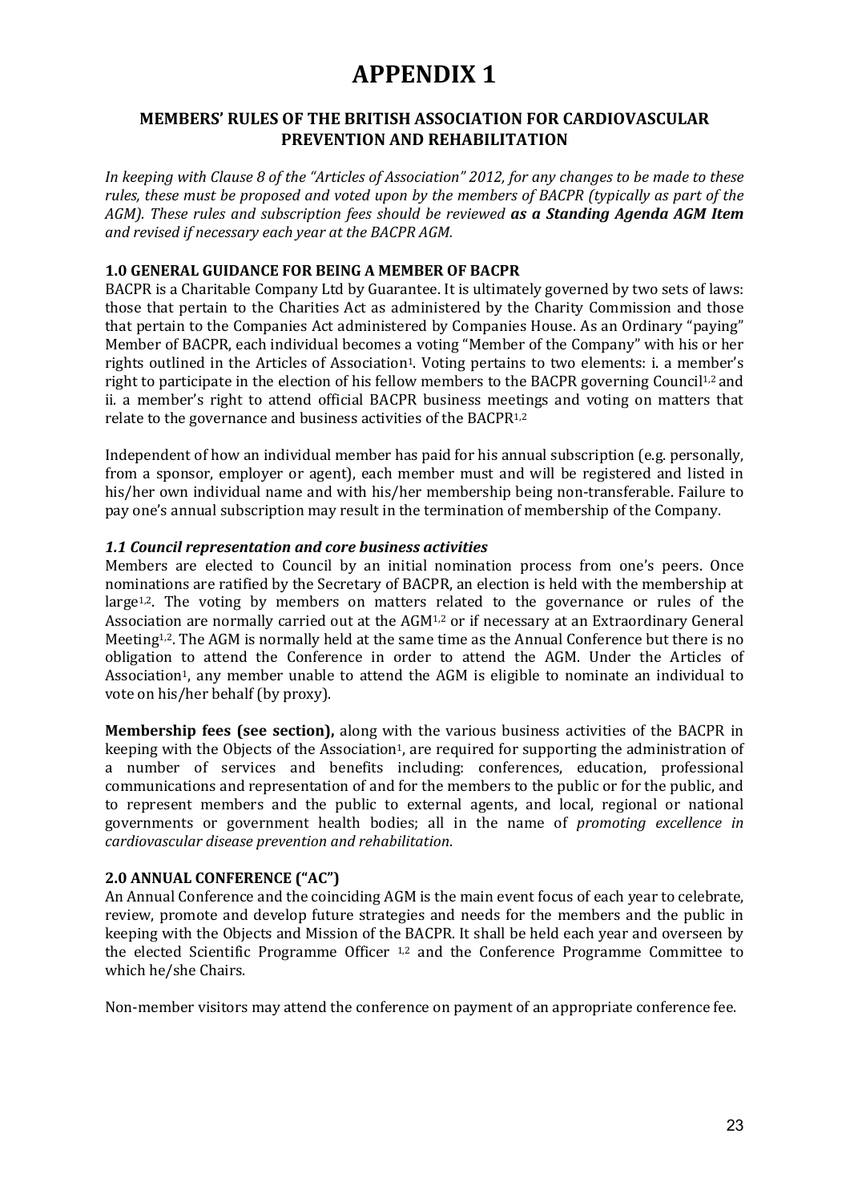# APPENDIX 1

## MEMBERS' RULES OF THE BRITISH ASSOCIATION FOR CARDIOVASCULAR PREVENTION AND REHABILITATION

*In keeping with Clause 8 of the "Articles of Association" 2012, for any changes to be made to these rules, these must be proposed and voted upon by the members of BACPR (typically as part of the AGM). These rules and subscription fees should be reviewed **as a Standing Agenda AGM Item** and revised if necessary each year at the BACPR AGM.*

### 1.0 GENERAL GUIDANCE FOR BEING A MEMBER OF BACPR

BACPR is a Charitable Company Ltd by Guarantee. It is ultimately governed by two sets of laws: those that pertain to the Charities Act as administered by the Charity Commission and those that pertain to the Companies Act administered by Companies House. As an Ordinary "paying" Member of BACPR, each individual becomes a voting "Member of the Company" with his or her rights outlined in the Articles of Association[1]. Voting pertains to two elements: i. a member's right to participate in the election of his fellow members to the BACPR governing Council[1,2] and ii. a member's right to attend official BACPR business meetings and voting on matters that relate to the governance and business activities of the BACPR[1,2]

Independent of how an individual member has paid for his annual subscription (e.g. personally, from a sponsor, employer or agent), each member must and will be registered and listed in his/her own individual name and with his/her membership being non-transferable. Failure to pay one's annual subscription may result in the termination of membership of the Company.

#### *1.1 Council representation and core business activities*

Members are elected to Council by an initial nomination process from one's peers. Once nominations are ratified by the Secretary of BACPR, an election is held with the membership at large[1,2]. The voting by members on matters related to the governance or rules of the Association are normally carried out at the AGM[1,2] or if necessary at an Extraordinary General Meeting[1,2]. The AGM is normally held at the same time as the Annual Conference but there is no obligation to attend the Conference in order to attend the AGM. Under the Articles of Association[1], any member unable to attend the AGM is eligible to nominate an individual to vote on his/her behalf (by proxy).

**Membership fees (see section),** along with the various business activities of the BACPR in keeping with the Objects of the Association[1], are required for supporting the administration of a number of services and benefits including: conferences, education, professional communications and representation of and for the members to the public or for the public, and to represent members and the public to external agents, and local, regional or national governments or government health bodies; all in the name of *promoting excellence in cardiovascular disease prevention and rehabilitation*.

### 2.0 ANNUAL CONFERENCE ("AC")

An Annual Conference and the coinciding AGM is the main event focus of each year to celebrate, review, promote and develop future strategies and needs for the members and the public in keeping with the Objects and Mission of the BACPR. It shall be held each year and overseen by the elected Scientific Programme Officer [1,2] and the Conference Programme Committee to which he/she Chairs.

Non-member visitors may attend the conference on payment of an appropriate conference fee.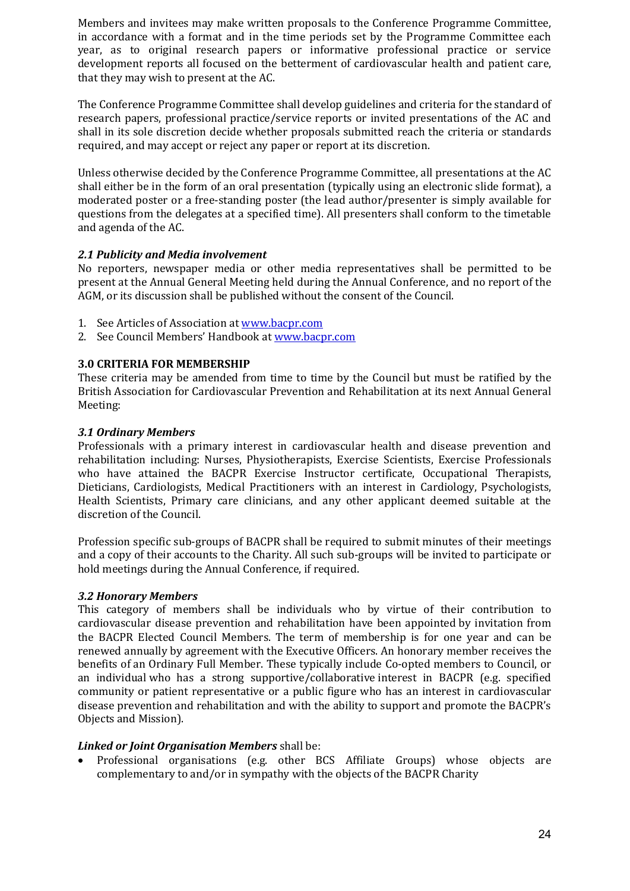Members and invitees may make written proposals to the Conference Programme Committee, in accordance with a format and in the time periods set by the Programme Committee each year, as to original research papers or informative professional practice or service development reports all focused on the betterment of cardiovascular health and patient care, that they may wish to present at the AC.

The Conference Programme Committee shall develop guidelines and criteria for the standard of research papers, professional practice/service reports or invited presentations of the AC and shall in its sole discretion decide whether proposals submitted reach the criteria or standards required, and may accept or reject any paper or report at its discretion.

Unless otherwise decided by the Conference Programme Committee, all presentations at the AC shall either be in the form of an oral presentation (typically using an electronic slide format), a moderated poster or a free-standing poster (the lead author/presenter is simply available for questions from the delegates at a specified time). All presenters shall conform to the timetable and agenda of the AC.

### *2.1 Publicity and Media involvement*

No reporters, newspaper media or other media representatives shall be permitted to be present at the Annual General Meeting held during the Annual Conference, and no report of the AGM, or its discussion shall be published without the consent of the Council.

1. See Articles of Association at [www.bacpr.com](www.bacpr.com)
2. See Council Members' Handbook at [www.bacpr.com](www.bacpr.com)

## 3.0 CRITERIA FOR MEMBERSHIP

These criteria may be amended from time to time by the Council but must be ratified by the British Association for Cardiovascular Prevention and Rehabilitation at its next Annual General Meeting:

### *3.1 Ordinary Members*

Professionals with a primary interest in cardiovascular health and disease prevention and rehabilitation including: Nurses, Physiotherapists, Exercise Scientists, Exercise Professionals who have attained the BACPR Exercise Instructor certificate, Occupational Therapists, Dieticians, Cardiologists, Medical Practitioners with an interest in Cardiology, Psychologists, Health Scientists, Primary care clinicians, and any other applicant deemed suitable at the discretion of the Council.

Profession specific sub-groups of BACPR shall be required to submit minutes of their meetings and a copy of their accounts to the Charity. All such sub-groups will be invited to participate or hold meetings during the Annual Conference, if required.

### *3.2 Honorary Members*

This category of members shall be individuals who by virtue of their contribution to cardiovascular disease prevention and rehabilitation have been appointed by invitation from the BACPR Elected Council Members. The term of membership is for one year and can be renewed annually by agreement with the Executive Officers. An honorary member receives the benefits of an Ordinary Full Member. These typically include Co-opted members to Council, or an individual who has a strong supportive/collaborative interest in BACPR (e.g. specified community or patient representative or a public figure who has an interest in cardiovascular disease prevention and rehabilitation and with the ability to support and promote the BACPR's Objects and Mission).

***Linked or Joint Organisation Members*** shall be:

- Professional organisations (e.g. other BCS Affiliate Groups) whose objects are complementary to and/or in sympathy with the objects of the BACPR Charity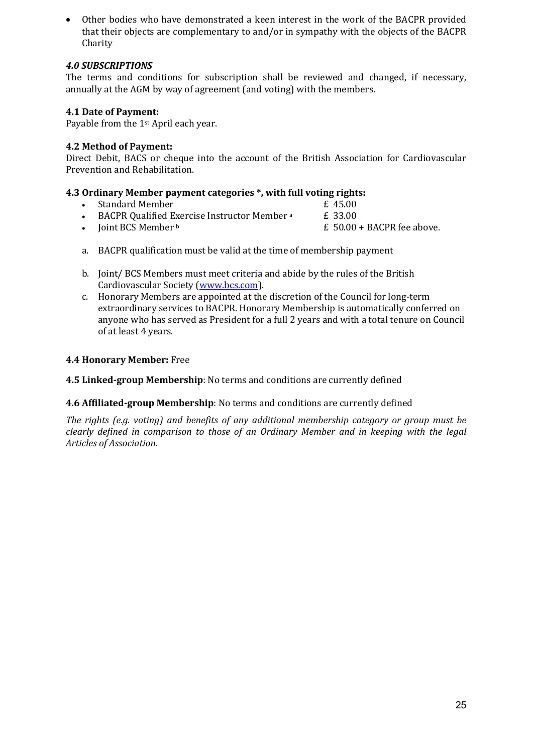- Other bodies who have demonstrated a keen interest in the work of the BACPR provided that their objects are complementary to and/or in sympathy with the objects of the BACPR Charity

### *4.0 SUBSCRIPTIONS*

The terms and conditions for subscription shall be reviewed and changed, if necessary, annually at the AGM by way of agreement (and voting) with the members.

**4.1 Date of Payment:**
Payable from the 1st April each year.

**4.2 Method of Payment:**
Direct Debit, BACS or cheque into the account of the British Association for Cardiovascular Prevention and Rehabilitation.

**4.3 Ordinary Member payment categories *, with full voting rights:**

| | |
|---|---|
| • Standard Member | £ 45.00 |
| • BACPR Qualified Exercise Instructor Member [a] | £ 33.00 |
| • Joint BCS Member [b] | £ 50.00 + BACPR fee above. |

a. BACPR qualification must be valid at the time of membership payment

b. Joint/ BCS Members must meet criteria and abide by the rules of the British Cardiovascular Society (www.bcs.com).

c. Honorary Members are appointed at the discretion of the Council for long-term extraordinary services to BACPR. Honorary Membership is automatically conferred on anyone who has served as President for a full 2 years and with a total tenure on Council of at least 4 years.

**4.4 Honorary Member:** Free

**4.5 Linked-group Membership**: No terms and conditions are currently defined

**4.6 Affiliated-group Membership**: No terms and conditions are currently defined

*The rights (e.g. voting) and benefits of any additional membership category or group must be clearly defined in comparison to those of an Ordinary Member and in keeping with the legal Articles of Association.*